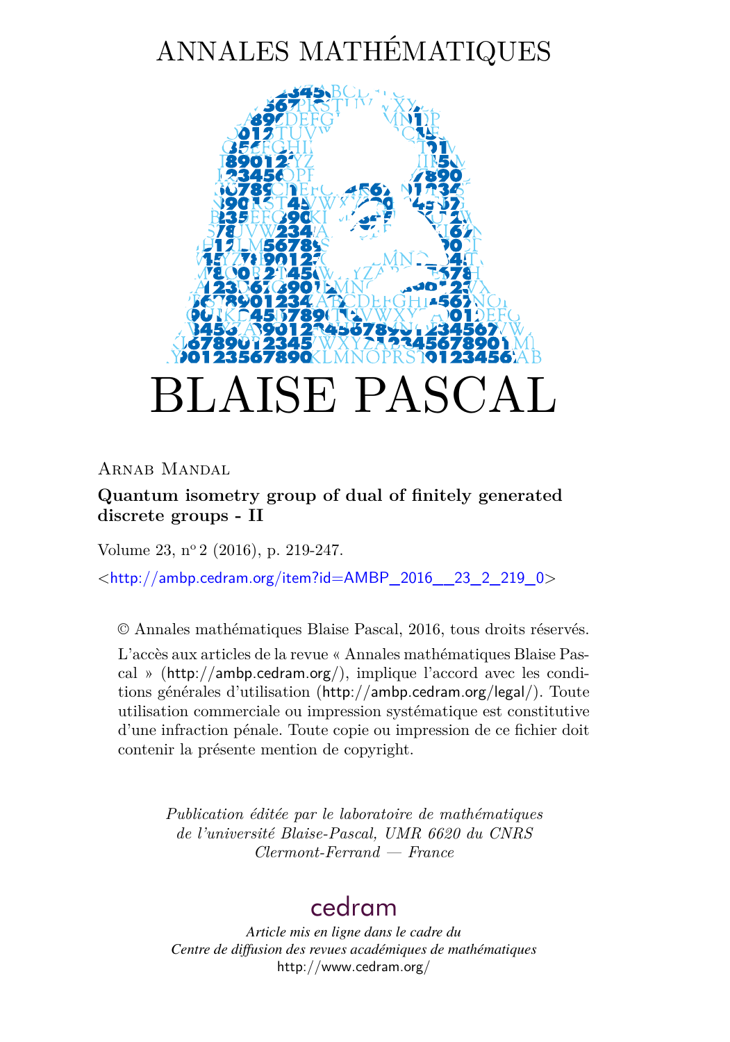# ANNALES MATHÉMATIQUES

# BLAISE PASCAL

Arnab Mandal

**Quantum isometry group of dual of finitely generated discrete groups - II**

Volume 23, n° 2 (2016), p. 219-247.

<http://ambp.cedram.org/item?id=AMBP_2016__23_2_219_0>

© Annales mathématiques Blaise Pascal, 2016, tous droits réservés.

L'accès aux articles de la revue « Annales mathématiques Blaise Pascal » (http://ambp.cedram.org/), implique l'accord avec les conditions générales d'utilisation (http://ambp.cedram.org/legal/). Toute utilisation commerciale ou impression systématique est constitutive d'une infraction pénale. Toute copie ou impression de ce fichier doit contenir la présente mention de copyright.

*Publication éditée par le laboratoire de mathématiques de l'université Blaise-Pascal, UMR 6620 du CNRS Clermont-Ferrand — France*

cedram

*Article mis en ligne dans le cadre du Centre de diffusion des revues académiques de mathématiques*
http://www.cedram.org/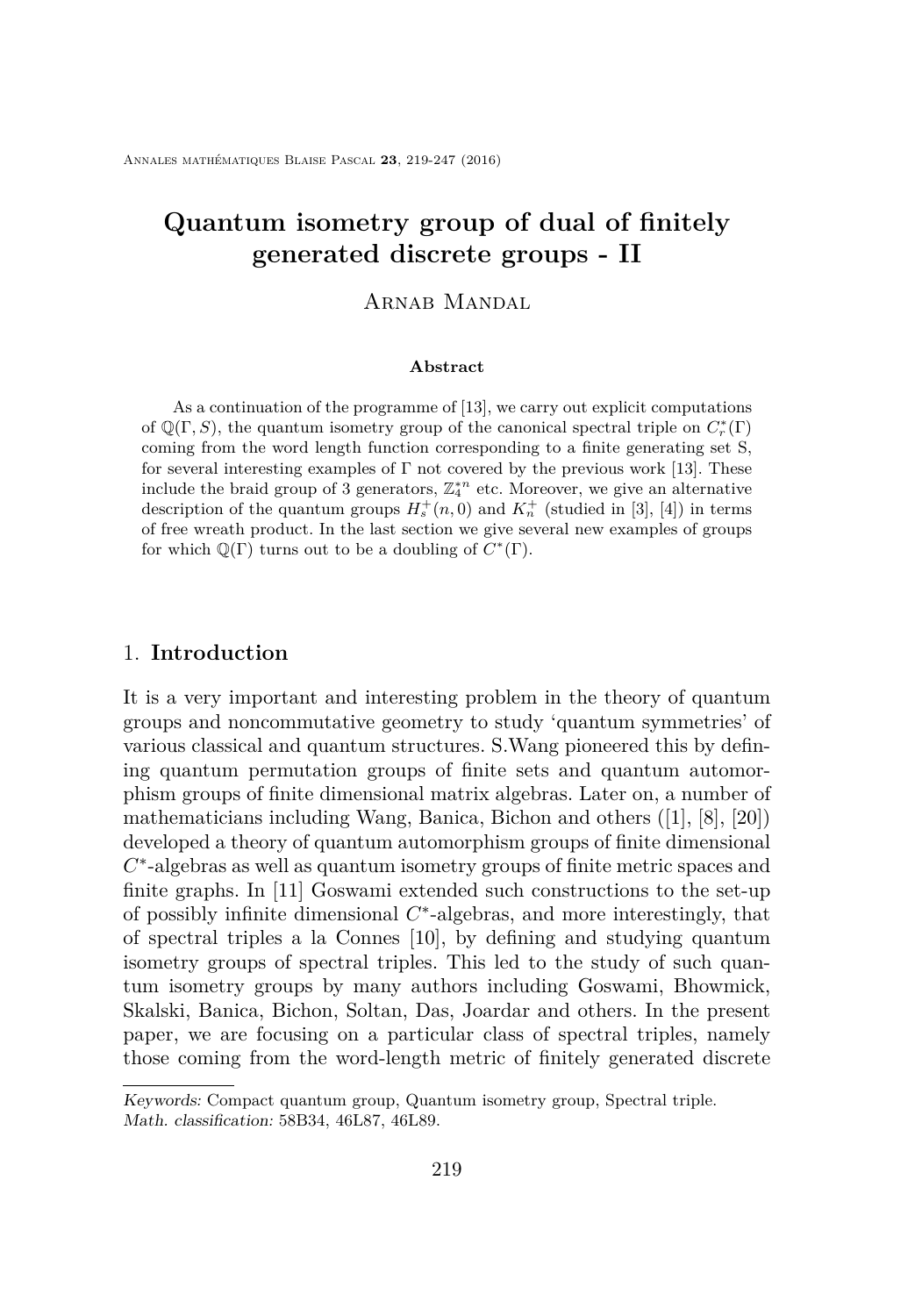# Quantum isometry group of dual of finitely generated discrete groups - II

Arnab Mandal

**Abstract**

As a continuation of the programme of [13], we carry out explicit computations of $\mathbb{Q}(\Gamma, S)$, the quantum isometry group of the canonical spectral triple on $C_r^*(\Gamma)$ coming from the word length function corresponding to a finite generating set S, for several interesting examples of $\Gamma$ not covered by the previous work [13]. These include the braid group of 3 generators, $\mathbb{Z}_4^{*n}$ etc. Moreover, we give an alternative description of the quantum groups $H_s^+(n, 0)$ and $K_n^+$ (studied in [3], [4]) in terms of free wreath product. In the last section we give several new examples of groups for which $\mathbb{Q}(\Gamma)$ turns out to be a doubling of $C^*(\Gamma)$.

## 1. Introduction

It is a very important and interesting problem in the theory of quantum groups and noncommutative geometry to study 'quantum symmetries' of various classical and quantum structures. S.Wang pioneered this by defining quantum permutation groups of finite sets and quantum automorphism groups of finite dimensional matrix algebras. Later on, a number of mathematicians including Wang, Banica, Bichon and others ([1], [8], [20]) developed a theory of quantum automorphism groups of finite dimensional $C^*$-algebras as well as quantum isometry groups of finite metric spaces and finite graphs. In [11] Goswami extended such constructions to the set-up of possibly infinite dimensional $C^*$-algebras, and more interestingly, that of spectral triples a la Connes [10], by defining and studying quantum isometry groups of spectral triples. This led to the study of such quantum isometry groups by many authors including Goswami, Bhowmick, Skalski, Banica, Bichon, Soltan, Das, Joardar and others. In the present paper, we are focusing on a particular class of spectral triples, namely those coming from the word-length metric of finitely generated discrete

*Keywords:* Compact quantum group, Quantum isometry group, Spectral triple.
*Math. classification:* 58B34, 46L87, 46L89.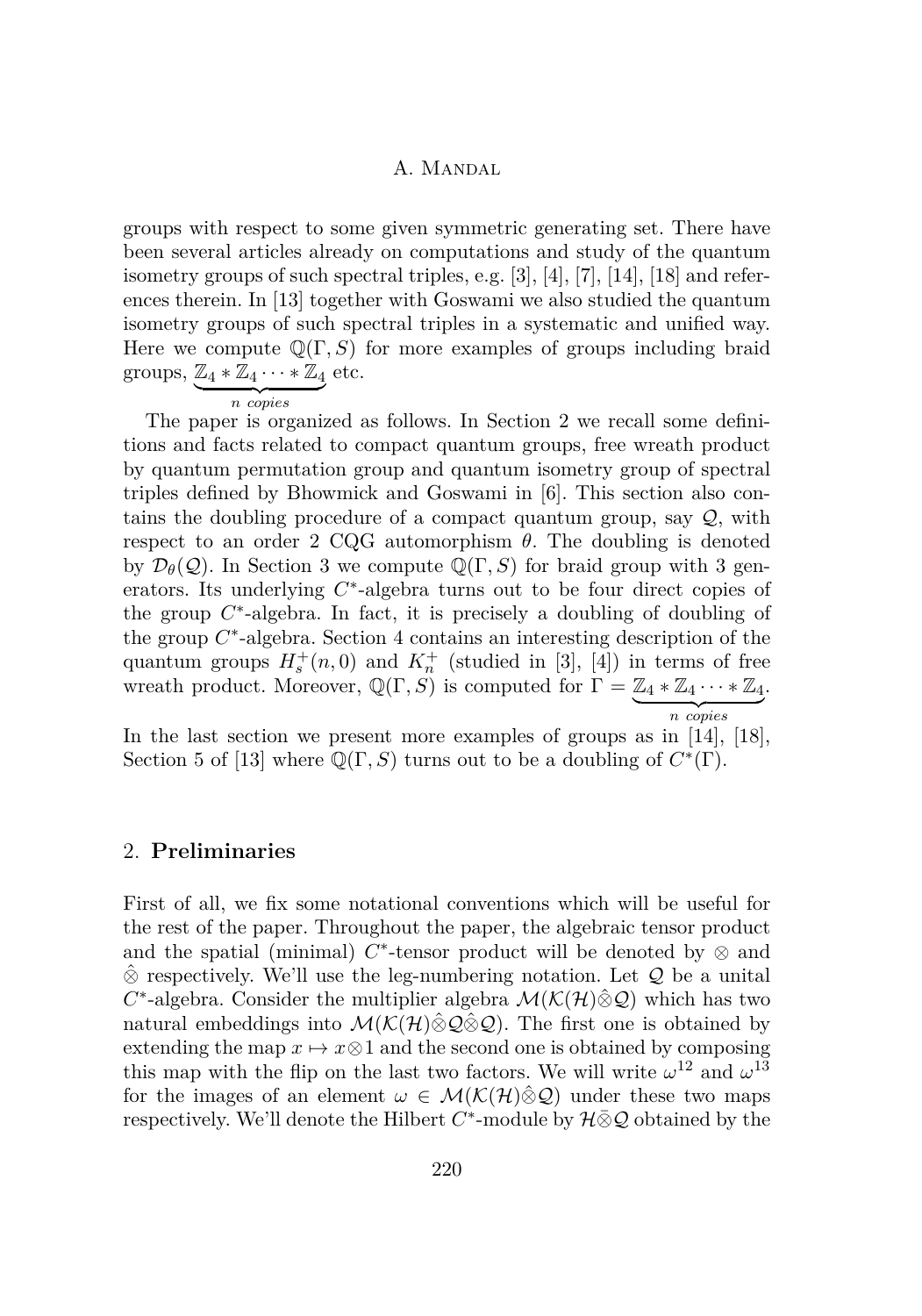groups with respect to some given symmetric generating set. There have been several articles already on computations and study of the quantum isometry groups of such spectral triples, e.g. [3], [4], [7], [14], [18] and references therein. In [13] together with Goswami we also studied the quantum isometry groups of such spectral triples in a systematic and unified way. Here we compute $\mathbb{Q}(\Gamma, S)$ for more examples of groups including braid groups, $\underbrace{\mathbb{Z}_4 * \mathbb{Z}_4 \cdots * \mathbb{Z}_4}_{n \text{ copies}}$ etc.

The paper is organized as follows. In Section 2 we recall some definitions and facts related to compact quantum groups, free wreath product by quantum permutation group and quantum isometry group of spectral triples defined by Bhowmick and Goswami in [6]. This section also contains the doubling procedure of a compact quantum group, say $\mathcal{Q}$, with respect to an order 2 CQG automorphism $\theta$. The doubling is denoted by $\mathcal{D}_\theta(\mathcal{Q})$. In Section 3 we compute $\mathbb{Q}(\Gamma, S)$ for braid group with 3 generators. Its underlying $C^*$-algebra turns out to be four direct copies of the group $C^*$-algebra. In fact, it is precisely a doubling of doubling of the group $C^*$-algebra. Section 4 contains an interesting description of the quantum groups $H_s^+(n, 0)$ and $K_n^+$ (studied in [3], [4]) in terms of free wreath product. Moreover, $\mathbb{Q}(\Gamma, S)$ is computed for $\Gamma = \underbrace{\mathbb{Z}_4 * \mathbb{Z}_4 \cdots * \mathbb{Z}_4}_{n \text{ copies}}$.
In the last section we present more examples of groups as in [14], [18], Section 5 of [13] where $\mathbb{Q}(\Gamma, S)$ turns out to be a doubling of $C^*(\Gamma)$.

## 2. **Preliminaries**

First of all, we fix some notational conventions which will be useful for the rest of the paper. Throughout the paper, the algebraic tensor product and the spatial (minimal) $C^*$-tensor product will be denoted by $\otimes$ and $\hat{\otimes}$ respectively. We'll use the leg-numbering notation. Let $\mathcal{Q}$ be a unital $C^*$-algebra. Consider the multiplier algebra $\mathcal{M}(\mathcal{K}(\mathcal{H})\hat{\otimes}\mathcal{Q})$ which has two natural embeddings into $\mathcal{M}(\mathcal{K}(\mathcal{H})\hat{\otimes}\mathcal{Q}\hat{\otimes}\mathcal{Q})$. The first one is obtained by extending the map $x \mapsto x \otimes 1$ and the second one is obtained by composing this map with the flip on the last two factors. We will write $\omega^{12}$ and $\omega^{13}$ for the images of an element $\omega \in \mathcal{M}(\mathcal{K}(\mathcal{H})\hat{\otimes}\mathcal{Q})$ under these two maps respectively. We'll denote the Hilbert $C^*$-module by $\mathcal{H}\bar{\otimes}\mathcal{Q}$ obtained by the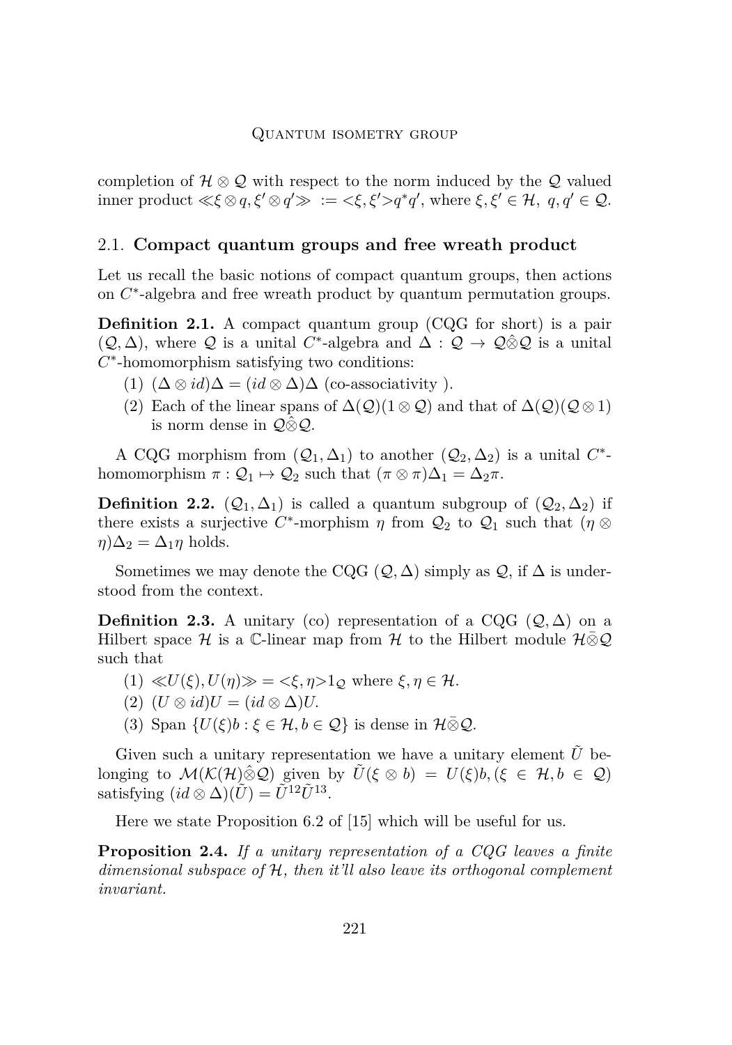completion of $\mathcal{H} \otimes \mathcal{Q}$ with respect to the norm induced by the $\mathcal{Q}$ valued inner product $\ll \xi \otimes q, \xi' \otimes q' \gg := <\xi, \xi'> q^* q'$, where $\xi, \xi' \in \mathcal{H},\ q, q' \in \mathcal{Q}$.

## 2.1. Compact quantum groups and free wreath product

Let us recall the basic notions of compact quantum groups, then actions on $C^*$-algebra and free wreath product by quantum permutation groups.

**Definition 2.1.** A compact quantum group (CQG for short) is a pair $(\mathcal{Q}, \Delta)$, where $\mathcal{Q}$ is a unital $C^*$-algebra and $\Delta : \mathcal{Q} \to \mathcal{Q} \hat{\otimes} \mathcal{Q}$ is a unital $C^*$-homomorphism satisfying two conditions:

1. $(\Delta \otimes id)\Delta = (id \otimes \Delta)\Delta$ (co-associativity ).
2. Each of the linear spans of $\Delta(\mathcal{Q})(1 \otimes \mathcal{Q})$ and that of $\Delta(\mathcal{Q})(\mathcal{Q} \otimes 1)$ is norm dense in $\mathcal{Q} \hat{\otimes} \mathcal{Q}$.

A CQG morphism from $(\mathcal{Q}_1, \Delta_1)$ to another $(\mathcal{Q}_2, \Delta_2)$ is a unital $C^*$-homomorphism $\pi : \mathcal{Q}_1 \mapsto \mathcal{Q}_2$ such that $(\pi \otimes \pi)\Delta_1 = \Delta_2 \pi$.

**Definition 2.2.** $(\mathcal{Q}_1, \Delta_1)$ is called a quantum subgroup of $(\mathcal{Q}_2, \Delta_2)$ if there exists a surjective $C^*$-morphism $\eta$ from $\mathcal{Q}_2$ to $\mathcal{Q}_1$ such that $(\eta \otimes \eta)\Delta_2 = \Delta_1 \eta$ holds.

Sometimes we may denote the CQG $(\mathcal{Q}, \Delta)$ simply as $\mathcal{Q}$, if $\Delta$ is understood from the context.

**Definition 2.3.** A unitary (co) representation of a CQG $(\mathcal{Q}, \Delta)$ on a Hilbert space $\mathcal{H}$ is a $\mathbb{C}$-linear map from $\mathcal{H}$ to the Hilbert module $\mathcal{H} \bar{\otimes} \mathcal{Q}$ such that

1. $\ll U(\xi), U(\eta) \gg = <\xi, \eta> 1_{\mathcal{Q}}$ where $\xi, \eta \in \mathcal{H}$.
2. $(U \otimes id)U = (id \otimes \Delta)U$.
3. Span $\{U(\xi)b : \xi \in \mathcal{H}, b \in \mathcal{Q}\}$ is dense in $\mathcal{H} \bar{\otimes} \mathcal{Q}$.

Given such a unitary representation we have a unitary element $\tilde{U}$ belonging to $\mathcal{M}(\mathcal{K}(\mathcal{H}) \hat{\otimes} \mathcal{Q})$ given by $\tilde{U}(\xi \otimes b) = U(\xi)b, (\xi \in \mathcal{H}, b \in \mathcal{Q})$ satisfying $(id \otimes \Delta)(\tilde{U}) = \tilde{U}^{12}\tilde{U}^{13}$.

Here we state Proposition 6.2 of [15] which will be useful for us.

**Proposition 2.4.** *If a unitary representation of a CQG leaves a finite dimensional subspace of $\mathcal{H}$, then it'll also leave its orthogonal complement invariant.*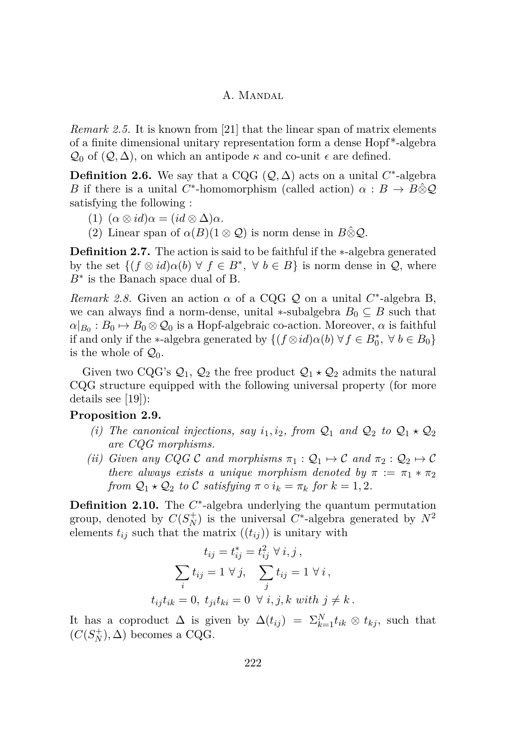*Remark 2.5.* It is known from [21] that the linear span of matrix elements of a finite dimensional unitary representation form a dense Hopf*-algebra $\mathcal{Q}_0$ of $(\mathcal{Q}, \Delta)$, on which an antipode $\kappa$ and co-unit $\epsilon$ are defined.

**Definition 2.6.** We say that a CQG $(\mathcal{Q}, \Delta)$ acts on a unital $C^*$-algebra $B$ if there is a unital $C^*$-homomorphism (called action) $\alpha : B \to B \hat{\otimes} \mathcal{Q}$ satisfying the following :

1. $(\alpha \otimes id)\alpha = (id \otimes \Delta)\alpha$.
2. Linear span of $\alpha(B)(1 \otimes \mathcal{Q})$ is norm dense in $B \hat{\otimes} \mathcal{Q}$.

**Definition 2.7.** The action is said to be faithful if the $*$-algebra generated by the set $\{(f \otimes id)\alpha(b) \ \forall \ f \in B^*, \ \forall \ b \in B\}$ is norm dense in $\mathcal{Q}$, where $B^*$ is the Banach space dual of B.

*Remark 2.8.* Given an action $\alpha$ of a CQG $\mathcal{Q}$ on a unital $C^*$-algebra B, we can always find a norm-dense, unital $*$-subalgebra $B_0 \subseteq B$ such that $\alpha|_{B_0} : B_0 \mapsto B_0 \otimes \mathcal{Q}_0$ is a Hopf-algebraic co-action. Moreover, $\alpha$ is faithful if and only if the $*$-algebra generated by $\{(f \otimes id)\alpha(b) \ \forall f \in B_0^*, \ \forall \ b \in B_0\}$ is the whole of $\mathcal{Q}_0$.

Given two CQG's $\mathcal{Q}_1$, $\mathcal{Q}_2$ the free product $\mathcal{Q}_1 \star \mathcal{Q}_2$ admits the natural CQG structure equipped with the following universal property (for more details see [19]):

**Proposition 2.9.**

*(i) The canonical injections, say $i_1, i_2$, from $\mathcal{Q}_1$ and $\mathcal{Q}_2$ to $\mathcal{Q}_1 \star \mathcal{Q}_2$ are CQG morphisms.*

*(ii) Given any CQG $\mathcal{C}$ and morphisms $\pi_1 : \mathcal{Q}_1 \mapsto \mathcal{C}$ and $\pi_2 : \mathcal{Q}_2 \mapsto \mathcal{C}$ there always exists a unique morphism denoted by $\pi := \pi_1 * \pi_2$ from $\mathcal{Q}_1 \star \mathcal{Q}_2$ to $\mathcal{C}$ satisfying $\pi \circ i_k = \pi_k$ for $k = 1, 2$.*

**Definition 2.10.** The $C^*$-algebra underlying the quantum permutation group, denoted by $C(S_N^+)$ is the universal $C^*$-algebra generated by $N^2$ elements $t_{ij}$ such that the matrix $((t_{ij}))$ is unitary with

$$t_{ij} = t_{ij}^* = t_{ij}^2 \ \forall \, i, j \,,$$
$$\sum_i t_{ij} = 1 \ \forall \, j, \quad \sum_j t_{ij} = 1 \ \forall \, i \,,$$
$$t_{ij}t_{ik} = 0, \ t_{ji}t_{ki} = 0 \ \ \forall \ i, j, k \ \textit{with} \ j \neq k \,.$$

It has a coproduct $\Delta$ is given by $\Delta(t_{ij}) = \Sigma_{k=1}^N t_{ik} \otimes t_{kj}$, such that $(C(S_N^+), \Delta)$ becomes a CQG.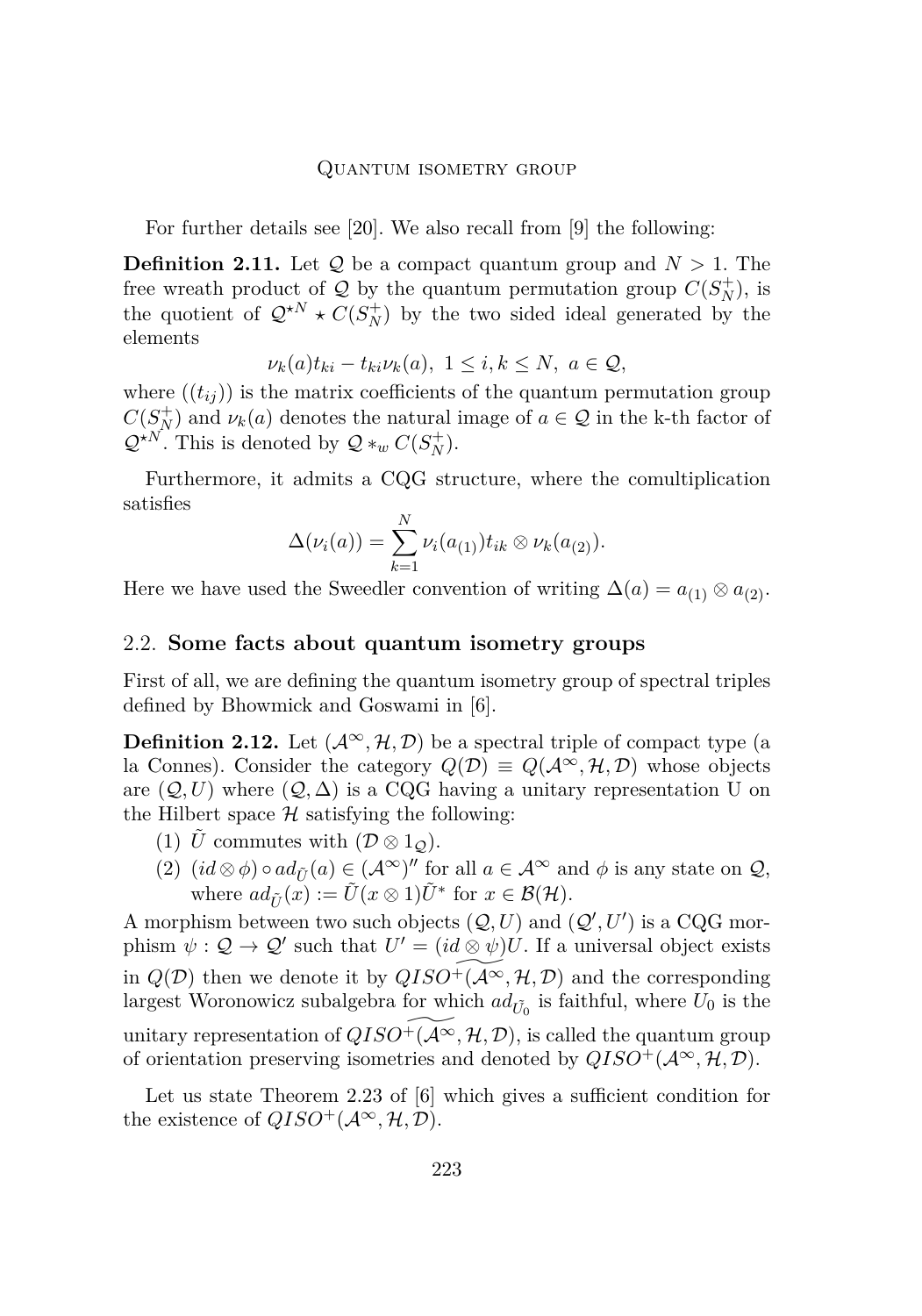For further details see [20]. We also recall from [9] the following:

**Definition 2.11.** Let $\mathcal{Q}$ be a compact quantum group and $N > 1$. The free wreath product of $\mathcal{Q}$ by the quantum permutation group $C(S_N^+)$, is the quotient of $\mathcal{Q}^{\star N} \star C(S_N^+)$ by the two sided ideal generated by the elements

$$\nu_k(a)t_{ki} - t_{ki}\nu_k(a),\ 1 \leq i, k \leq N,\ a \in \mathcal{Q},$$

where $((t_{ij}))$ is the matrix coefficients of the quantum permutation group $C(S_N^+)$ and $\nu_k(a)$ denotes the natural image of $a \in \mathcal{Q}$ in the k-th factor of $\mathcal{Q}^{\star N}$. This is denoted by $\mathcal{Q} *_w C(S_N^+)$.

Furthermore, it admits a CQG structure, where the comultiplication satisfies

$$\Delta(\nu_i(a)) = \sum_{k=1}^{N} \nu_i(a_{(1)})t_{ik} \otimes \nu_k(a_{(2)}).$$

Here we have used the Sweedler convention of writing $\Delta(a) = a_{(1)} \otimes a_{(2)}$.

## 2.2. Some facts about quantum isometry groups

First of all, we are defining the quantum isometry group of spectral triples defined by Bhowmick and Goswami in [6].

**Definition 2.12.** Let $(\mathcal{A}^\infty, \mathcal{H}, \mathcal{D})$ be a spectral triple of compact type (a la Connes). Consider the category $Q(\mathcal{D}) \equiv Q(\mathcal{A}^\infty, \mathcal{H}, \mathcal{D})$ whose objects are $(\mathcal{Q}, U)$ where $(\mathcal{Q}, \Delta)$ is a CQG having a unitary representation U on the Hilbert space $\mathcal{H}$ satisfying the following:

1. $\tilde{U}$ commutes with $(\mathcal{D} \otimes 1_{\mathcal{Q}})$.
2. $(id \otimes \phi) \circ ad_{\tilde{U}}(a) \in (\mathcal{A}^\infty)''$ for all $a \in \mathcal{A}^\infty$ and $\phi$ is any state on $\mathcal{Q}$, where $ad_{\tilde{U}}(x) := \tilde{U}(x \otimes 1)\tilde{U}^*$ for $x \in \mathcal{B}(\mathcal{H})$.

A morphism between two such objects $(\mathcal{Q}, U)$ and $(\mathcal{Q}', U')$ is a CQG morphism $\psi : \mathcal{Q} \to \mathcal{Q}'$ such that $U' = (id \otimes \psi)U$. If a universal object exists in $Q(\mathcal{D})$ then we denote it by $\widetilde{QISO^+(\mathcal{A}^\infty, \mathcal{H}, \mathcal{D})}$ and the corresponding largest Woronowicz subalgebra for which $ad_{\tilde{U_0}}$ is faithful, where $U_0$ is the unitary representation of $\widetilde{QISO^+(\mathcal{A}^\infty, \mathcal{H}, \mathcal{D})}$, is called the quantum group of orientation preserving isometries and denoted by $QISO^+(\mathcal{A}^\infty, \mathcal{H}, \mathcal{D})$.

Let us state Theorem 2.23 of [6] which gives a sufficient condition for the existence of $QISO^+(\mathcal{A}^\infty, \mathcal{H}, \mathcal{D})$.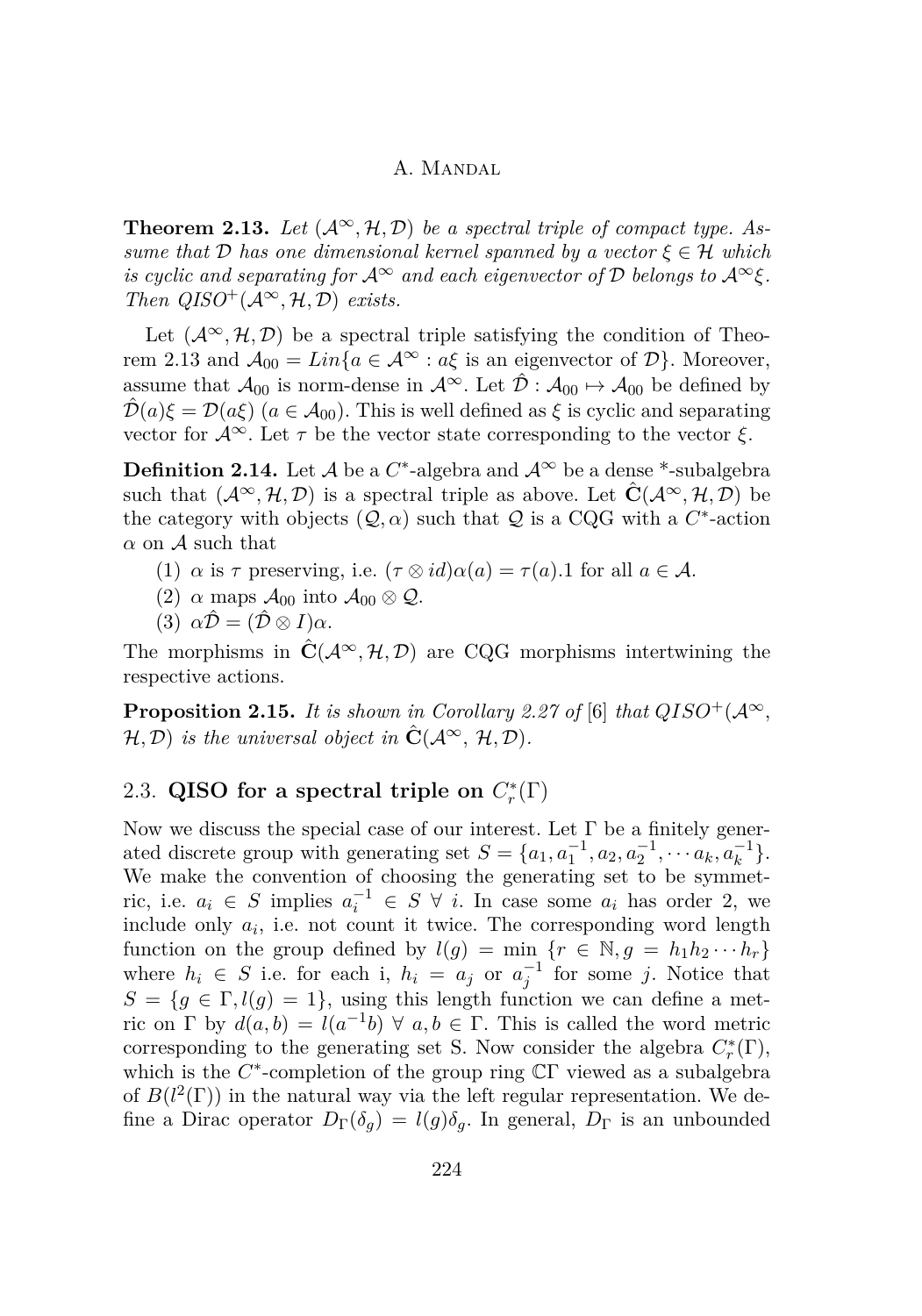**Theorem 2.13.** *Let $(\mathcal{A}^\infty, \mathcal{H}, \mathcal{D})$ be a spectral triple of compact type. Assume that $\mathcal{D}$ has one dimensional kernel spanned by a vector $\xi \in \mathcal{H}$ which is cyclic and separating for $\mathcal{A}^\infty$ and each eigenvector of $\mathcal{D}$ belongs to $\mathcal{A}^\infty \xi$. Then $QISO^+(\mathcal{A}^\infty, \mathcal{H}, \mathcal{D})$ exists.*

Let $(\mathcal{A}^\infty, \mathcal{H}, \mathcal{D})$ be a spectral triple satisfying the condition of Theorem 2.13 and $\mathcal{A}_{00} = Lin\{a \in \mathcal{A}^\infty : a\xi \text{ is an eigenvector of } \mathcal{D}\}$. Moreover, assume that $\mathcal{A}_{00}$ is norm-dense in $\mathcal{A}^\infty$. Let $\hat{\mathcal{D}} : \mathcal{A}_{00} \mapsto \mathcal{A}_{00}$ be defined by $\hat{\mathcal{D}}(a)\xi = \mathcal{D}(a\xi)$ $(a \in \mathcal{A}_{00})$. This is well defined as $\xi$ is cyclic and separating vector for $\mathcal{A}^\infty$. Let $\tau$ be the vector state corresponding to the vector $\xi$.

**Definition 2.14.** Let $\mathcal{A}$ be a $C^*$-algebra and $\mathcal{A}^\infty$ be a dense *-subalgebra such that $(\mathcal{A}^\infty, \mathcal{H}, \mathcal{D})$ is a spectral triple as above. Let $\hat{\mathbf{C}}(\mathcal{A}^\infty, \mathcal{H}, \mathcal{D})$ be the category with objects $(\mathcal{Q}, \alpha)$ such that $\mathcal{Q}$ is a CQG with a $C^*$-action $\alpha$ on $\mathcal{A}$ such that

(1) $\alpha$ is $\tau$ preserving, i.e. $(\tau \otimes id)\alpha(a) = \tau(a).1$ for all $a \in \mathcal{A}$.
(2) $\alpha$ maps $\mathcal{A}_{00}$ into $\mathcal{A}_{00} \otimes \mathcal{Q}$.
(3) $\alpha\hat{\mathcal{D}} = (\hat{\mathcal{D}} \otimes I)\alpha$.

The morphisms in $\hat{\mathbf{C}}(\mathcal{A}^\infty, \mathcal{H}, \mathcal{D})$ are CQG morphisms intertwining the respective actions.

**Proposition 2.15.** *It is shown in Corollary 2.27 of* [6] *that $QISO^+(\mathcal{A}^\infty, \mathcal{H}, \mathcal{D})$ is the universal object in $\hat{\mathbf{C}}(\mathcal{A}^\infty, \mathcal{H}, \mathcal{D})$.*

## 2.3. QISO for a spectral triple on $C_r^*(\Gamma)$

Now we discuss the special case of our interest. Let $\Gamma$ be a finitely generated discrete group with generating set $S = \{a_1, a_1^{-1}, a_2, a_2^{-1}, \cdots a_k, a_k^{-1}\}$. We make the convention of choosing the generating set to be symmetric, i.e. $a_i \in S$ implies $a_i^{-1} \in S \ \forall \ i$. In case some $a_i$ has order 2, we include only $a_i$, i.e. not count it twice. The corresponding word length function on the group defined by $l(g) = \min \ \{r \in \mathbb{N}, g = h_1 h_2 \cdots h_r\}$ where $h_i \in S$ i.e. for each i, $h_i = a_j$ or $a_j^{-1}$ for some $j$. Notice that $S = \{g \in \Gamma, l(g) = 1\}$, using this length function we can define a metric on $\Gamma$ by $d(a, b) = l(a^{-1}b) \ \forall \ a, b \in \Gamma$. This is called the word metric corresponding to the generating set S. Now consider the algebra $C_r^*(\Gamma)$, which is the $C^*$-completion of the group ring $\mathbb{C}\Gamma$ viewed as a subalgebra of $B(l^2(\Gamma))$ in the natural way via the left regular representation. We define a Dirac operator $D_\Gamma(\delta_g) = l(g)\delta_g$. In general, $D_\Gamma$ is an unbounded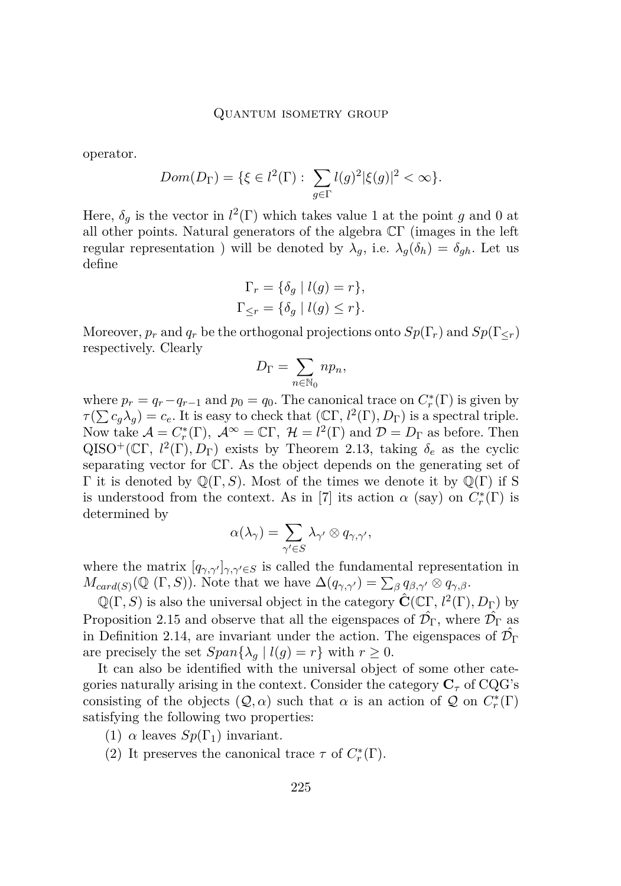operator.

$$Dom(D_\Gamma) = \{\xi \in l^2(\Gamma) : \sum_{g\in\Gamma} l(g)^2 |\xi(g)|^2 < \infty\}.$$

Here, $\delta_g$ is the vector in $l^2(\Gamma)$ which takes value 1 at the point $g$ and 0 at all other points. Natural generators of the algebra $\mathbb{C}\Gamma$ (images in the left regular representation ) will be denoted by $\lambda_g$, i.e. $\lambda_g(\delta_h) = \delta_{gh}$. Let us define

$$\Gamma_r = \{\delta_g \mid l(g) = r\},$$
$$\Gamma_{\leq r} = \{\delta_g \mid l(g) \leq r\}.$$

Moreover, $p_r$ and $q_r$ be the orthogonal projections onto $Sp(\Gamma_r)$ and $Sp(\Gamma_{\leq r})$ respectively. Clearly

$$D_\Gamma = \sum_{n\in\mathbb{N}_0} n p_n,$$

where $p_r = q_r - q_{r-1}$ and $p_0 = q_0$. The canonical trace on $C_r^*(\Gamma)$ is given by $\tau(\sum c_g \lambda_g) = c_e$. It is easy to check that $(\mathbb{C}\Gamma, l^2(\Gamma), D_\Gamma)$ is a spectral triple. Now take $\mathcal{A} = C_r^*(\Gamma),\ \mathcal{A}^\infty = \mathbb{C}\Gamma,\ \mathcal{H} = l^2(\Gamma)$ and $\mathcal{D} = D_\Gamma$ as before. Then $\mathrm{QISO}^+(\mathbb{C}\Gamma,\ l^2(\Gamma), D_\Gamma)$ exists by Theorem 2.13, taking $\delta_e$ as the cyclic separating vector for $\mathbb{C}\Gamma$. As the object depends on the generating set of $\Gamma$ it is denoted by $\mathbb{Q}(\Gamma, S)$. Most of the times we denote it by $\mathbb{Q}(\Gamma)$ if S is understood from the context. As in [7] its action $\alpha$ (say) on $C_r^*(\Gamma)$ is determined by

$$\alpha(\lambda_\gamma) = \sum_{\gamma'\in S} \lambda_{\gamma'} \otimes q_{\gamma,\gamma'},$$

where the matrix $[q_{\gamma,\gamma'}]_{\gamma,\gamma'\in S}$ is called the fundamental representation in $M_{card(S)}(\mathbb{Q}\ (\Gamma, S))$. Note that we have $\Delta(q_{\gamma,\gamma'}) = \sum_\beta q_{\beta,\gamma'} \otimes q_{\gamma,\beta}$.

$\mathbb{Q}(\Gamma, S)$ is also the universal object in the category $\hat{\mathbf{C}}(\mathbb{C}\Gamma,\ l^2(\Gamma), D_\Gamma)$ by Proposition 2.15 and observe that all the eigenspaces of $\hat{\mathcal{D}_\Gamma}$, where $\hat{\mathcal{D}_\Gamma}$ as in Definition 2.14, are invariant under the action. The eigenspaces of $\hat{\mathcal{D}_\Gamma}$ are precisely the set $Span\{\lambda_g \mid l(g) = r\}$ with $r \geq 0$.

It can also be identified with the universal object of some other categories naturally arising in the context. Consider the category $\mathbf{C}_\tau$ of CQG's consisting of the objects $(\mathcal{Q}, \alpha)$ such that $\alpha$ is an action of $\mathcal{Q}$ on $C_r^*(\Gamma)$ satisfying the following two properties:

(1) $\alpha$ leaves $Sp(\Gamma_1)$ invariant.

(2) It preserves the canonical trace $\tau$ of $C_r^*(\Gamma)$.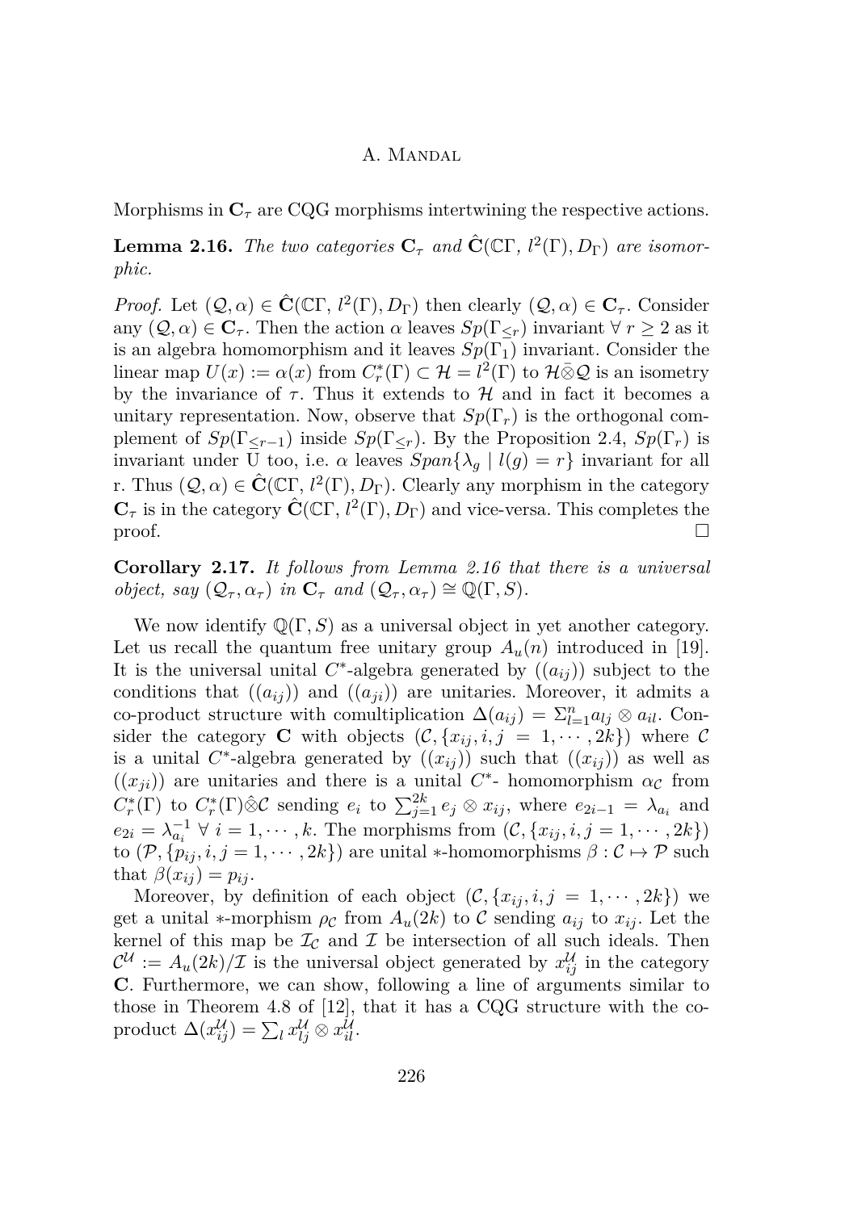Morphisms in $\mathbf{C}_\tau$ are CQG morphisms intertwining the respective actions.

**Lemma 2.16.** *The two categories $\mathbf{C}_\tau$ and $\hat{\mathbf{C}}(\mathbb{C}\Gamma,\, l^2(\Gamma), D_\Gamma)$ are isomorphic.*

*Proof.* Let $(\mathcal{Q}, \alpha) \in \hat{\mathbf{C}}(\mathbb{C}\Gamma,\, l^2(\Gamma), D_\Gamma)$ then clearly $(\mathcal{Q}, \alpha) \in \mathbf{C}_\tau$. Consider any $(\mathcal{Q}, \alpha) \in \mathbf{C}_\tau$. Then the action $\alpha$ leaves $Sp(\Gamma_{\leq r})$ invariant $\forall\, r \geq 2$ as it is an algebra homomorphism and it leaves $Sp(\Gamma_1)$ invariant. Consider the linear map $U(x) := \alpha(x)$ from $C^*_r(\Gamma) \subset \mathcal{H} = l^2(\Gamma)$ to $\mathcal{H}\bar{\otimes}\mathcal{Q}$ is an isometry by the invariance of $\tau$. Thus it extends to $\mathcal{H}$ and in fact it becomes a unitary representation. Now, observe that $Sp(\Gamma_r)$ is the orthogonal complement of $Sp(\Gamma_{\leq r-1})$ inside $Sp(\Gamma_{\leq r})$. By the Proposition 2.4, $Sp(\Gamma_r)$ is invariant under U too, i.e. $\alpha$ leaves $Span\{\lambda_g \mid l(g) = r\}$ invariant for all r. Thus $(\mathcal{Q}, \alpha) \in \hat{\mathbf{C}}(\mathbb{C}\Gamma,\, l^2(\Gamma), D_\Gamma)$. Clearly any morphism in the category $\mathbf{C}_\tau$ is in the category $\hat{\mathbf{C}}(\mathbb{C}\Gamma,\, l^2(\Gamma), D_\Gamma)$ and vice-versa. This completes the proof. □

**Corollary 2.17.** *It follows from Lemma 2.16 that there is a universal object, say $(\mathcal{Q}_\tau, \alpha_\tau)$ in $\mathbf{C}_\tau$ and $(\mathcal{Q}_\tau, \alpha_\tau) \cong \mathbb{Q}(\Gamma, S)$.*

We now identify $\mathbb{Q}(\Gamma, S)$ as a universal object in yet another category. Let us recall the quantum free unitary group $A_u(n)$ introduced in [19]. It is the universal unital $C^*$-algebra generated by $((a_{ij}))$ subject to the conditions that $((a_{ij}))$ and $((a_{ji}))$ are unitaries. Moreover, it admits a co-product structure with comultiplication $\Delta(a_{ij}) = \Sigma_{l=1}^n a_{lj} \otimes a_{il}$. Consider the category $\mathbf{C}$ with objects $(\mathcal{C}, \{x_{ij}, i, j = 1, \cdots, 2k\})$ where $\mathcal{C}$ is a unital $C^*$-algebra generated by $((x_{ij}))$ such that $((x_{ij}))$ as well as $((x_{ji}))$ are unitaries and there is a unital $C^*$- homomorphism $\alpha_\mathcal{C}$ from $C^*_r(\Gamma)$ to $C^*_r(\Gamma)\hat{\otimes}\mathcal{C}$ sending $e_i$ to $\sum_{j=1}^{2k} e_j \otimes x_{ij}$, where $e_{2i-1} = \lambda_{a_i}$ and $e_{2i} = \lambda_{a_i}^{-1}\ \forall\ i = 1, \cdots, k$. The morphisms from $(\mathcal{C}, \{x_{ij}, i, j = 1, \cdots, 2k\})$ to $(\mathcal{P}, \{p_{ij}, i, j = 1, \cdots, 2k\})$ are unital $*$-homomorphisms $\beta : \mathcal{C} \mapsto \mathcal{P}$ such that $\beta(x_{ij}) = p_{ij}$.

Moreover, by definition of each object $(\mathcal{C}, \{x_{ij}, i, j = 1, \cdots, 2k\})$ we get a unital $*$-morphism $\rho_\mathcal{C}$ from $A_u(2k)$ to $\mathcal{C}$ sending $a_{ij}$ to $x_{ij}$. Let the kernel of this map be $\mathcal{I}_\mathcal{C}$ and $\mathcal{I}$ be intersection of all such ideals. Then $\mathcal{C}^\mathcal{U} := A_u(2k)/\mathcal{I}$ is the universal object generated by $x^\mathcal{U}_{ij}$ in the category $\mathbf{C}$. Furthermore, we can show, following a line of arguments similar to those in Theorem 4.8 of [12], that it has a CQG structure with the coproduct $\Delta(x^\mathcal{U}_{ij}) = \sum_l x^\mathcal{U}_{lj} \otimes x^\mathcal{U}_{il}$.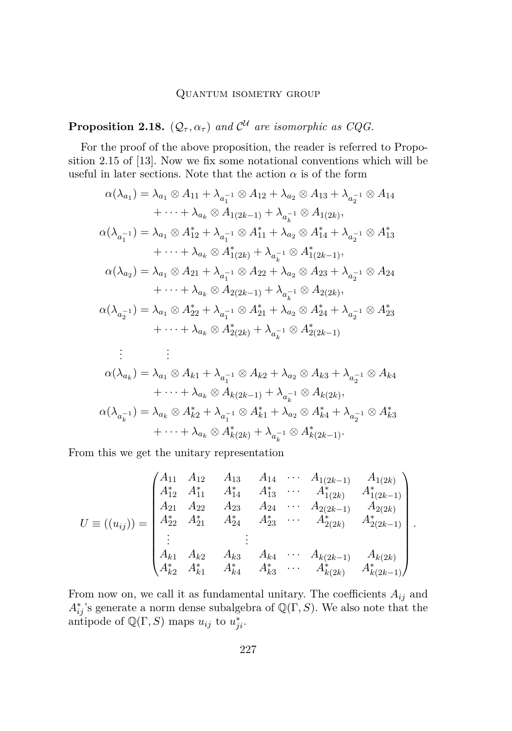**Proposition 2.18.** *$(\mathcal{Q}_\tau, \alpha_\tau)$ and $\mathcal{C}^{\mathcal{U}}$ are isomorphic as CQG.*

For the proof of the above proposition, the reader is referred to Proposition 2.15 of [13]. Now we fix some notational conventions which will be useful in later sections. Note that the action $\alpha$ is of the form

$$
\begin{aligned}
\alpha(\lambda_{a_1}) &= \lambda_{a_1} \otimes A_{11} + \lambda_{a_1^{-1}} \otimes A_{12} + \lambda_{a_2} \otimes A_{13} + \lambda_{a_2^{-1}} \otimes A_{14} \\
&\quad + \cdots + \lambda_{a_k} \otimes A_{1(2k-1)} + \lambda_{a_k^{-1}} \otimes A_{1(2k)}, \\
\alpha(\lambda_{a_1^{-1}}) &= \lambda_{a_1} \otimes A_{12}^* + \lambda_{a_1^{-1}} \otimes A_{11}^* + \lambda_{a_2} \otimes A_{14}^* + \lambda_{a_2^{-1}} \otimes A_{13}^* \\
&\quad + \cdots + \lambda_{a_k} \otimes A_{1(2k)}^* + \lambda_{a_k^{-1}} \otimes A_{1(2k-1)}^*, \\
\alpha(\lambda_{a_2}) &= \lambda_{a_1} \otimes A_{21} + \lambda_{a_1^{-1}} \otimes A_{22} + \lambda_{a_2} \otimes A_{23} + \lambda_{a_2^{-1}} \otimes A_{24} \\
&\quad + \cdots + \lambda_{a_k} \otimes A_{2(2k-1)} + \lambda_{a_k^{-1}} \otimes A_{2(2k)}, \\
\alpha(\lambda_{a_2^{-1}}) &= \lambda_{a_1} \otimes A_{22}^* + \lambda_{a_1^{-1}} \otimes A_{21}^* + \lambda_{a_2} \otimes A_{24}^* + \lambda_{a_2^{-1}} \otimes A_{23}^* \\
&\quad + \cdots + \lambda_{a_k} \otimes A_{2(2k)}^* + \lambda_{a_k^{-1}} \otimes A_{2(2k-1)}^* \\
\vdots \qquad & \qquad \vdots \\
\alpha(\lambda_{a_k}) &= \lambda_{a_1} \otimes A_{k1} + \lambda_{a_1^{-1}} \otimes A_{k2} + \lambda_{a_2} \otimes A_{k3} + \lambda_{a_2^{-1}} \otimes A_{k4} \\
&\quad + \cdots + \lambda_{a_k} \otimes A_{k(2k-1)} + \lambda_{a_k^{-1}} \otimes A_{k(2k)}, \\
\alpha(\lambda_{a_k^{-1}}) &= \lambda_{a_k} \otimes A_{k2}^* + \lambda_{a_1^{-1}} \otimes A_{k1}^* + \lambda_{a_2} \otimes A_{k4}^* + \lambda_{a_2^{-1}} \otimes A_{k3}^* \\
&\quad + \cdots + \lambda_{a_k} \otimes A_{k(2k)}^* + \lambda_{a_k^{-1}} \otimes A_{k(2k-1)}^*.
\end{aligned}
$$

From this we get the unitary representation

$$
U \equiv ((u_{ij})) = \begin{pmatrix}
A_{11} & A_{12} & A_{13} & A_{14} & \cdots & A_{1(2k-1)} & A_{1(2k)} \\
A_{12}^* & A_{11}^* & A_{14}^* & A_{13}^* & \cdots & A_{1(2k)}^* & A_{1(2k-1)}^* \\
A_{21} & A_{22} & A_{23} & A_{24} & \cdots & A_{2(2k-1)} & A_{2(2k)} \\
A_{22}^* & A_{21}^* & A_{24}^* & A_{23}^* & \cdots & A_{2(2k)}^* & A_{2(2k-1)}^* \\
\vdots & & \vdots & & & & \\
A_{k1} & A_{k2} & A_{k3} & A_{k4} & \cdots & A_{k(2k-1)} & A_{k(2k)} \\
A_{k2}^* & A_{k1}^* & A_{k4}^* & A_{k3}^* & \cdots & A_{k(2k)}^* & A_{k(2k-1)}^*
\end{pmatrix}.
$$

From now on, we call it as fundamental unitary. The coefficients $A_{ij}$ and $A_{ij}^*$'s generate a norm dense subalgebra of $\mathbb{Q}(\Gamma, S)$. We also note that the antipode of $\mathbb{Q}(\Gamma, S)$ maps $u_{ij}$ to $u_{ji}^*$.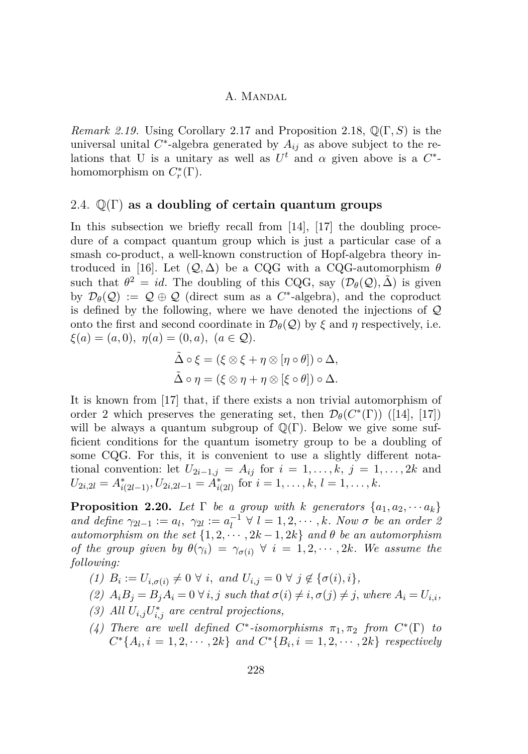*Remark 2.19.* Using Corollary 2.17 and Proposition 2.18, $\mathbb{Q}(\Gamma, S)$ is the universal unital $C^*$-algebra generated by $A_{ij}$ as above subject to the relations that U is a unitary as well as $U^t$ and $\alpha$ given above is a $C^*$-homomorphism on $C_r^*(\Gamma)$.

## 2.4. $\mathbb{Q}(\Gamma)$ as a doubling of certain quantum groups

In this subsection we briefly recall from [14], [17] the doubling procedure of a compact quantum group which is just a particular case of a smash co-product, a well-known construction of Hopf-algebra theory introduced in [16]. Let $(\mathcal{Q}, \Delta)$ be a CQG with a CQG-automorphism $\theta$ such that $\theta^2 = id$. The doubling of this CQG, say $(\mathcal{D}_\theta(\mathcal{Q}), \tilde{\Delta})$ is given by $\mathcal{D}_\theta(\mathcal{Q}) := \mathcal{Q} \oplus \mathcal{Q}$ (direct sum as a $C^*$-algebra), and the coproduct is defined by the following, where we have denoted the injections of $\mathcal{Q}$ onto the first and second coordinate in $\mathcal{D}_\theta(\mathcal{Q})$ by $\xi$ and $\eta$ respectively, i.e. $\xi(a) = (a, 0),\ \eta(a) = (0, a),\ (a \in \mathcal{Q})$.

$$\tilde{\Delta} \circ \xi = (\xi \otimes \xi + \eta \otimes [\eta \circ \theta]) \circ \Delta,$$
$$\tilde{\Delta} \circ \eta = (\xi \otimes \eta + \eta \otimes [\xi \circ \theta]) \circ \Delta.$$

It is known from [17] that, if there exists a non trivial automorphism of order 2 which preserves the generating set, then $\mathcal{D}_\theta(C^*(\Gamma))$ ([14], [17]) will be always a quantum subgroup of $\mathbb{Q}(\Gamma)$. Below we give some sufficient conditions for the quantum isometry group to be a doubling of some CQG. For this, it is convenient to use a slightly different notational convention: let $U_{2i-1,j} = A_{ij}$ for $i = 1, \ldots, k,\ j = 1, \ldots, 2k$ and $U_{2i,2l} = A^*_{i(2l-1)}, U_{2i,2l-1} = A^*_{i(2l)}$ for $i = 1, \ldots, k,\ l = 1, \ldots, k$.

**Proposition 2.20.** *Let $\Gamma$ be a group with $k$ generators $\{a_1, a_2, \cdots a_k\}$ and define $\gamma_{2l-1} := a_l,\ \gamma_{2l} := a_l^{-1}\ \forall\ l = 1, 2, \cdots, k$. Now $\sigma$ be an order 2 automorphism on the set $\{1, 2, \cdots, 2k-1, 2k\}$ and $\theta$ be an automorphism of the group given by $\theta(\gamma_i) = \gamma_{\sigma(i)}\ \forall\ i = 1, 2, \cdots, 2k$. We assume the following:*

1. *$B_i := U_{i,\sigma(i)} \neq 0\ \forall\ i$, and $U_{i,j} = 0\ \forall\ j \notin \{\sigma(i), i\}$,*
2. *$A_i B_j = B_j A_i = 0\ \forall\, i, j$ such that $\sigma(i) \neq i, \sigma(j) \neq j$, where $A_i = U_{i,i}$,*
3. *All $U_{i,j} U^*_{i,j}$ are central projections,*
4. *There are well defined $C^*$-isomorphisms $\pi_1, \pi_2$ from $C^*(\Gamma)$ to $C^*\{A_i, i = 1, 2, \cdots, 2k\}$ and $C^*\{B_i, i = 1, 2, \cdots, 2k\}$ respectively*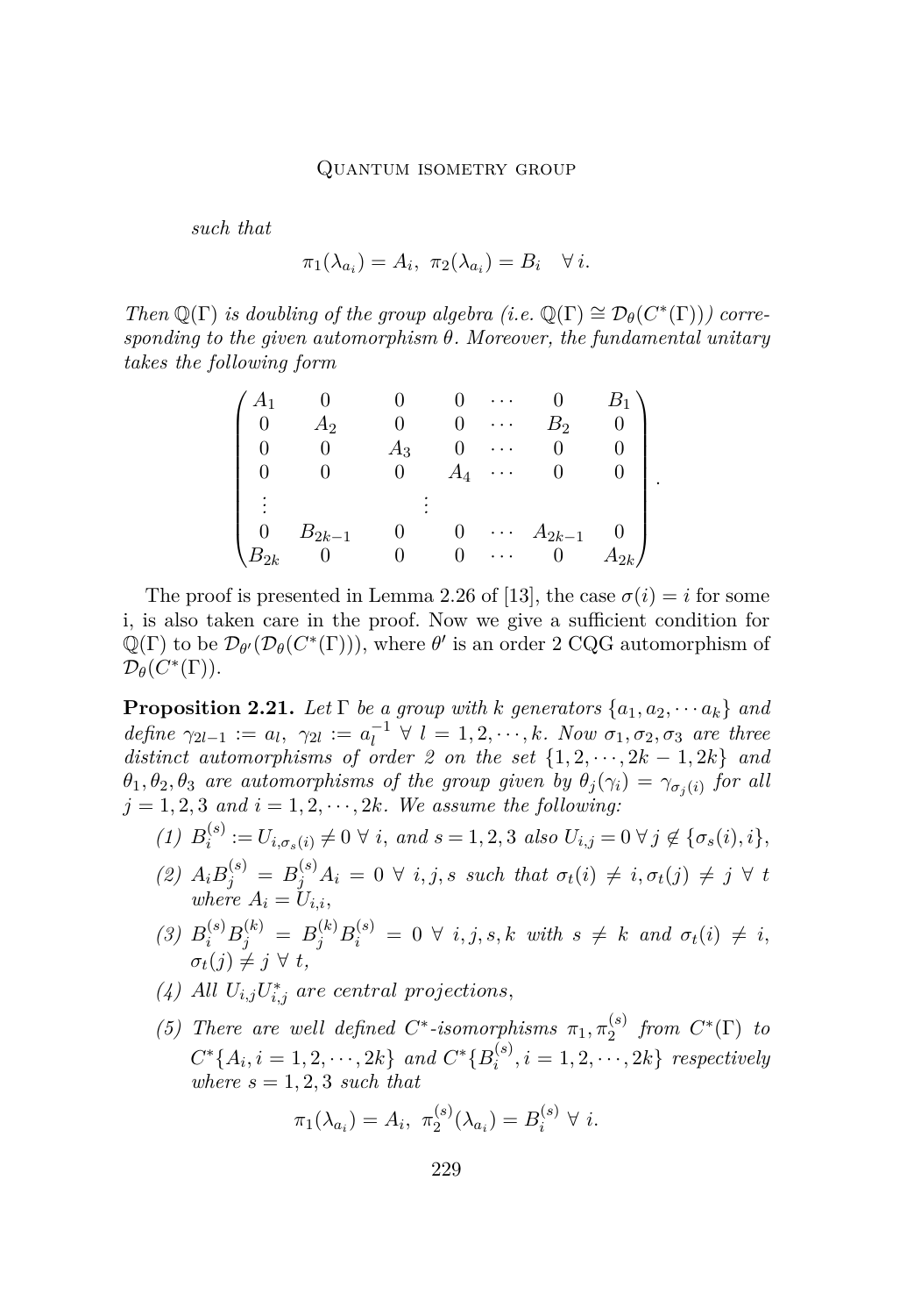*such that*

$$\pi_1(\lambda_{a_i}) = A_i,\ \pi_2(\lambda_{a_i}) = B_i \quad \forall\, i.$$

*Then $\mathbb{Q}(\Gamma)$ is doubling of the group algebra (i.e. $\mathbb{Q}(\Gamma) \cong \mathcal{D}_\theta(C^*(\Gamma))$) corresponding to the given automorphism $\theta$. Moreover, the fundamental unitary takes the following form*

$$\begin{pmatrix}
A_1 & 0 & 0 & 0 & \cdots & 0 & B_1 \\
0 & A_2 & 0 & 0 & \cdots & B_2 & 0 \\
0 & 0 & A_3 & 0 & \cdots & 0 & 0 \\
0 & 0 & 0 & A_4 & \cdots & 0 & 0 \\
\vdots & & & \vdots & & & \\
0 & B_{2k-1} & 0 & 0 & \cdots & A_{2k-1} & 0 \\
B_{2k} & 0 & 0 & 0 & \cdots & 0 & A_{2k}
\end{pmatrix}.$$

The proof is presented in Lemma 2.26 of [13], the case $\sigma(i) = i$ for some i, is also taken care in the proof. Now we give a sufficient condition for $\mathbb{Q}(\Gamma)$ to be $\mathcal{D}_{\theta'}(\mathcal{D}_\theta(C^*(\Gamma)))$, where $\theta'$ is an order 2 CQG automorphism of $\mathcal{D}_\theta(C^*(\Gamma))$.

**Proposition 2.21.** *Let $\Gamma$ be a group with $k$ generators $\{a_1, a_2, \cdots a_k\}$ and define $\gamma_{2l-1} := a_l,\ \gamma_{2l} := a_l^{-1}\ \forall\ l = 1, 2, \cdots, k$. Now $\sigma_1, \sigma_2, \sigma_3$ are three distinct automorphisms of order 2 on the set $\{1, 2, \cdots, 2k-1, 2k\}$ and $\theta_1, \theta_2, \theta_3$ are automorphisms of the group given by $\theta_j(\gamma_i) = \gamma_{\sigma_j(i)}$ for all $j = 1, 2, 3$ and $i = 1, 2, \cdots, 2k$. We assume the following:*

1. *$B_i^{(s)} := U_{i,\sigma_s(i)} \neq 0\ \forall\ i$, and $s = 1, 2, 3$ also $U_{i,j} = 0\ \forall\, j \notin \{\sigma_s(i), i\}$,*
2. *$A_i B_j^{(s)} = B_j^{(s)} A_i = 0\ \forall\ i, j, s$ such that $\sigma_t(i) \neq i, \sigma_t(j) \neq j\ \forall\ t$ where $A_i = U_{i,i}$,*
3. *$B_i^{(s)} B_j^{(k)} = B_j^{(k)} B_i^{(s)} = 0\ \forall\ i, j, s, k$ with $s \neq k$ and $\sigma_t(i) \neq i$, $\sigma_t(j) \neq j\ \forall\ t$,*
4. *All $U_{i,j} U_{i,j}^*$ are central projections,*
5. *There are well defined $C^*$-isomorphisms $\pi_1, \pi_2^{(s)}$ from $C^*(\Gamma)$ to $C^*\{A_i, i = 1, 2, \cdots, 2k\}$ and $C^*\{B_i^{(s)}, i = 1, 2, \cdots, 2k\}$ respectively where $s = 1, 2, 3$ such that*

$$\pi_1(\lambda_{a_i}) = A_i,\ \pi_2^{(s)}(\lambda_{a_i}) = B_i^{(s)}\ \forall\ i.$$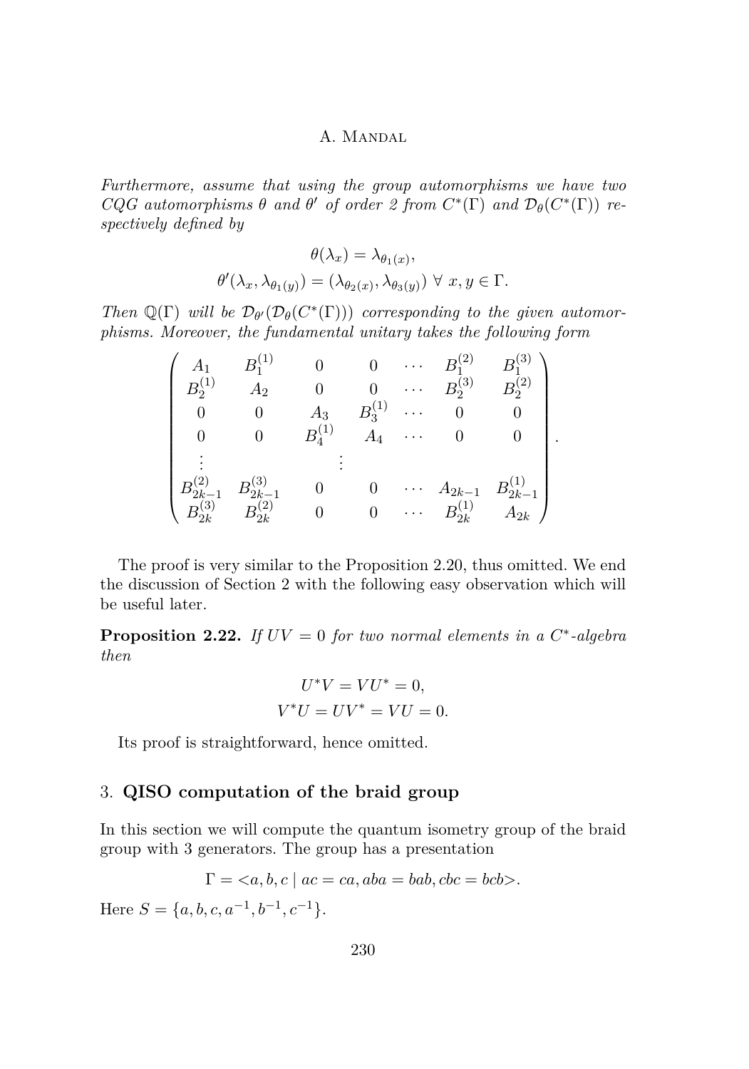*Furthermore, assume that using the group automorphisms we have two CQG automorphisms $\theta$ and $\theta'$ of order 2 from $C^*(\Gamma)$ and $\mathcal{D}_\theta(C^*(\Gamma))$ respectively defined by*

$$\theta(\lambda_x) = \lambda_{\theta_1(x)},$$
$$\theta'(\lambda_x, \lambda_{\theta_1(y)}) = (\lambda_{\theta_2(x)}, \lambda_{\theta_3(y)}) \ \forall \ x, y \in \Gamma.$$

*Then $\mathbb{Q}(\Gamma)$ will be $\mathcal{D}_{\theta'}(\mathcal{D}_\theta(C^*(\Gamma)))$ corresponding to the given automorphisms. Moreover, the fundamental unitary takes the following form*

$$\begin{pmatrix} A_1 & B_1^{(1)} & 0 & 0 & \cdots & B_1^{(2)} & B_1^{(3)} \\ B_2^{(1)} & A_2 & 0 & 0 & \cdots & B_2^{(3)} & B_2^{(2)} \\ 0 & 0 & A_3 & B_3^{(1)} & \cdots & 0 & 0 \\ 0 & 0 & B_4^{(1)} & A_4 & \cdots & 0 & 0 \\ \vdots & & & \vdots & & & \\ B_{2k-1}^{(2)} & B_{2k-1}^{(3)} & 0 & 0 & \cdots & A_{2k-1} & B_{2k-1}^{(1)} \\ B_{2k}^{(3)} & B_{2k}^{(2)} & 0 & 0 & \cdots & B_{2k}^{(1)} & A_{2k} \end{pmatrix}.$$

The proof is very similar to the Proposition 2.20, thus omitted. We end the discussion of Section 2 with the following easy observation which will be useful later.

**Proposition 2.22.** *If $UV = 0$ for two normal elements in a $C^*$-algebra then*

$$U^*V = VU^* = 0,$$
$$V^*U = UV^* = VU = 0.$$

Its proof is straightforward, hence omitted.

## 3. **QISO computation of the braid group**

In this section we will compute the quantum isometry group of the braid group with 3 generators. The group has a presentation

$$\Gamma = <a, b, c \mid ac = ca, aba = bab, cbc = bcb>.$$

Here $S = \{a, b, c, a^{-1}, b^{-1}, c^{-1}\}$.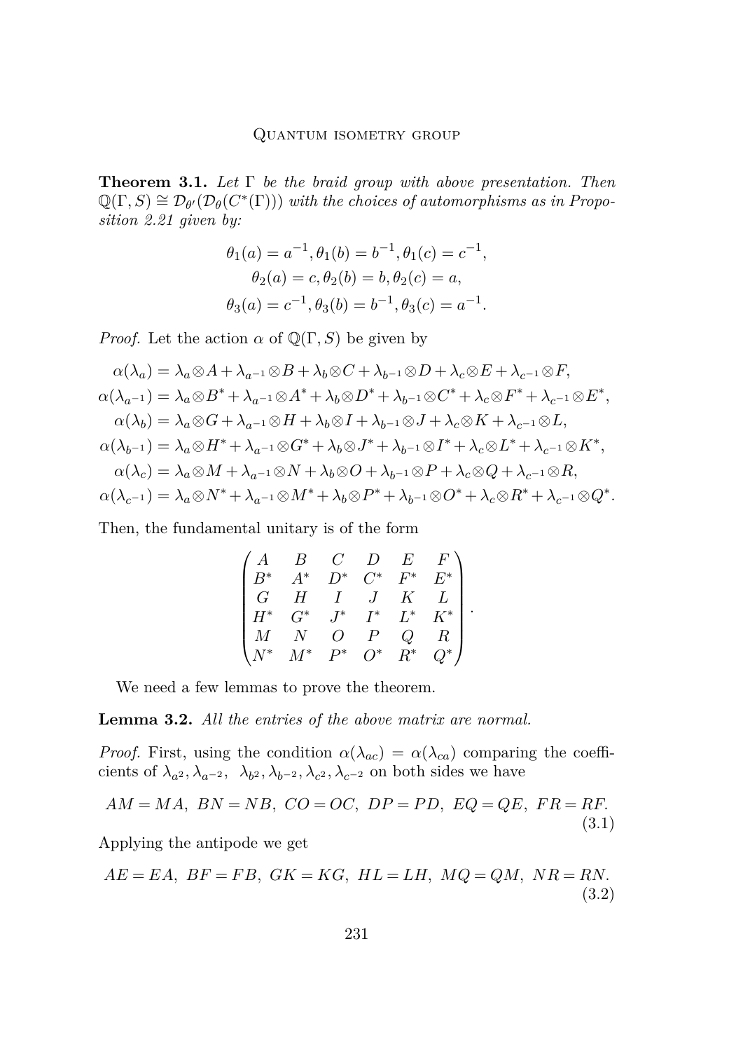**Theorem 3.1.** *Let $\Gamma$ be the braid group with above presentation. Then $\mathbb{Q}(\Gamma, S) \cong \mathcal{D}_{\theta'}(\mathcal{D}_{\theta}(C^*(\Gamma)))$ with the choices of automorphisms as in Proposition 2.21 given by:*

$$\theta_1(a) = a^{-1}, \theta_1(b) = b^{-1}, \theta_1(c) = c^{-1},$$
$$\theta_2(a) = c, \theta_2(b) = b, \theta_2(c) = a,$$
$$\theta_3(a) = c^{-1}, \theta_3(b) = b^{-1}, \theta_3(c) = a^{-1}.$$

*Proof.* Let the action $\alpha$ of $\mathbb{Q}(\Gamma, S)$ be given by

$$\alpha(\lambda_a) = \lambda_a \otimes A + \lambda_{a^{-1}} \otimes B + \lambda_b \otimes C + \lambda_{b^{-1}} \otimes D + \lambda_c \otimes E + \lambda_{c^{-1}} \otimes F,$$
$$\alpha(\lambda_{a^{-1}}) = \lambda_a \otimes B^* + \lambda_{a^{-1}} \otimes A^* + \lambda_b \otimes D^* + \lambda_{b^{-1}} \otimes C^* + \lambda_c \otimes F^* + \lambda_{c^{-1}} \otimes E^*,$$
$$\alpha(\lambda_b) = \lambda_a \otimes G + \lambda_{a^{-1}} \otimes H + \lambda_b \otimes I + \lambda_{b^{-1}} \otimes J + \lambda_c \otimes K + \lambda_{c^{-1}} \otimes L,$$
$$\alpha(\lambda_{b^{-1}}) = \lambda_a \otimes H^* + \lambda_{a^{-1}} \otimes G^* + \lambda_b \otimes J^* + \lambda_{b^{-1}} \otimes I^* + \lambda_c \otimes L^* + \lambda_{c^{-1}} \otimes K^*,$$
$$\alpha(\lambda_c) = \lambda_a \otimes M + \lambda_{a^{-1}} \otimes N + \lambda_b \otimes O + \lambda_{b^{-1}} \otimes P + \lambda_c \otimes Q + \lambda_{c^{-1}} \otimes R,$$
$$\alpha(\lambda_{c^{-1}}) = \lambda_a \otimes N^* + \lambda_{a^{-1}} \otimes M^* + \lambda_b \otimes P^* + \lambda_{b^{-1}} \otimes O^* + \lambda_c \otimes R^* + \lambda_{c^{-1}} \otimes Q^*.$$

Then, the fundamental unitary is of the form

$$\begin{pmatrix} A & B & C & D & E & F \\ B^* & A^* & D^* & C^* & F^* & E^* \\ G & H & I & J & K & L \\ H^* & G^* & J^* & I^* & L^* & K^* \\ M & N & O & P & Q & R \\ N^* & M^* & P^* & O^* & R^* & Q^* \end{pmatrix}.$$

We need a few lemmas to prove the theorem.

**Lemma 3.2.** *All the entries of the above matrix are normal.*

*Proof.* First, using the condition $\alpha(\lambda_{ac}) = \alpha(\lambda_{ca})$ comparing the coefficients of $\lambda_{a^2}, \lambda_{a^{-2}}, \ \lambda_{b^2}, \lambda_{b^{-2}}, \lambda_{c^2}, \lambda_{c^{-2}}$ on both sides we have

$$AM = MA, \ BN = NB, \ CO = OC, \ DP = PD, \ EQ = QE, \ FR = RF. \tag{3.1}$$

Applying the antipode we get

$$AE = EA, \ BF = FB, \ GK = KG, \ HL = LH, \ MQ = QM, \ NR = RN. \tag{3.2}$$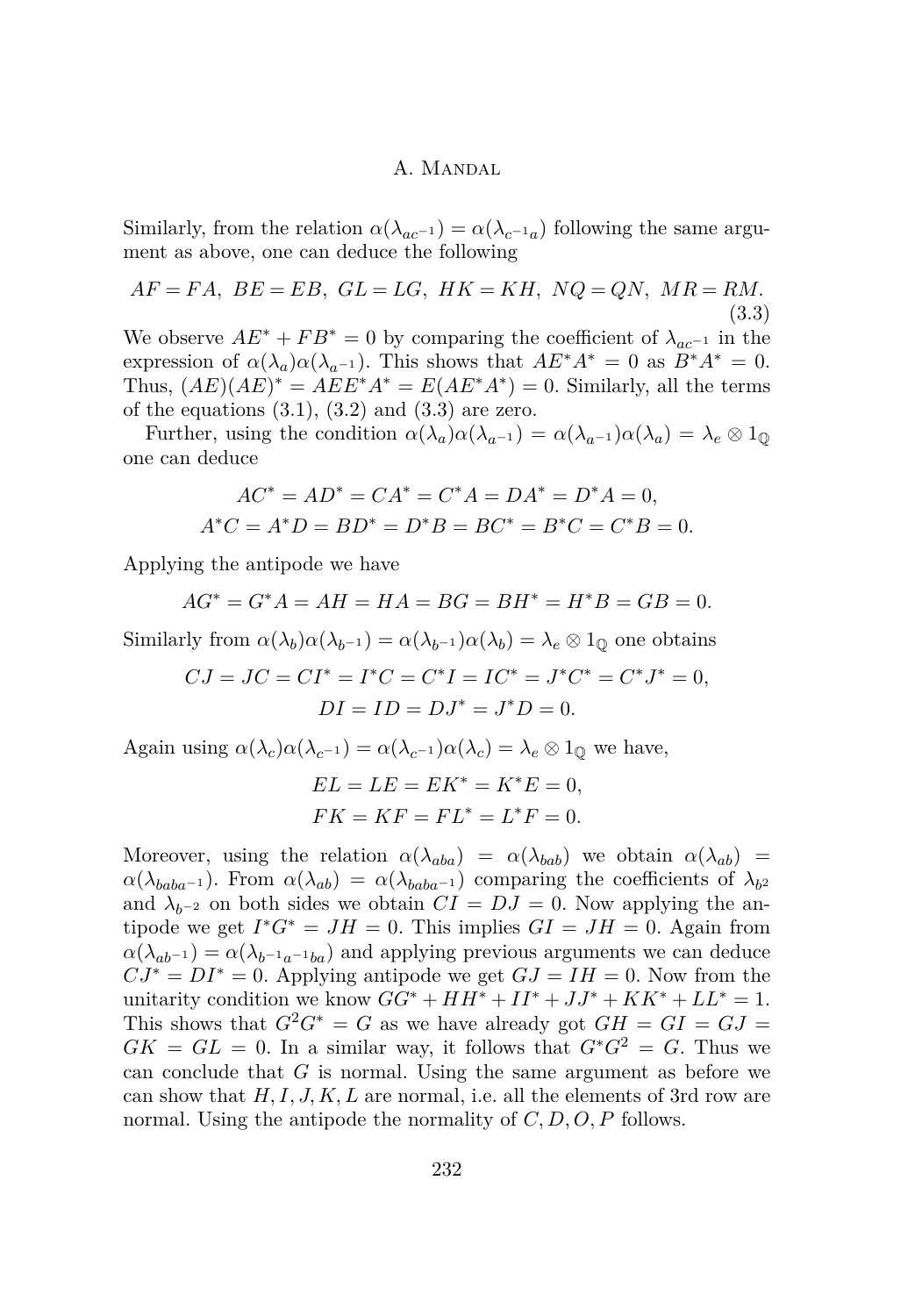Similarly, from the relation $\alpha(\lambda_{ac^{-1}}) = \alpha(\lambda_{c^{-1}a})$ following the same argument as above, one can deduce the following

$$AF = FA,\ BE = EB,\ GL = LG,\ HK = KH,\ NQ = QN,\ MR = RM. \tag{3.3}$$

We observe $AE^* + FB^* = 0$ by comparing the coefficient of $\lambda_{ac^{-1}}$ in the expression of $\alpha(\lambda_a)\alpha(\lambda_{a^{-1}})$. This shows that $AE^*A^* = 0$ as $B^*A^* = 0$. Thus, $(AE)(AE)^* = AEE^*A^* = E(AE^*A^*) = 0$. Similarly, all the terms of the equations (3.1), (3.2) and (3.3) are zero.

Further, using the condition $\alpha(\lambda_a)\alpha(\lambda_{a^{-1}}) = \alpha(\lambda_{a^{-1}})\alpha(\lambda_a) = \lambda_e \otimes 1_{\mathbb{Q}}$ one can deduce

$$AC^* = AD^* = CA^* = C^*A = DA^* = D^*A = 0,$$
$$A^*C = A^*D = BD^* = D^*B = BC^* = B^*C = C^*B = 0.$$

Applying the antipode we have

$$AG^* = G^*A = AH = HA = BG = BH^* = H^*B = GB = 0.$$

Similarly from $\alpha(\lambda_b)\alpha(\lambda_{b^{-1}}) = \alpha(\lambda_{b^{-1}})\alpha(\lambda_b) = \lambda_e \otimes 1_{\mathbb{Q}}$ one obtains

$$CJ = JC = CI^* = I^*C = C^*I = IC^* = J^*C^* = C^*J^* = 0,$$
$$DI = ID = DJ^* = J^*D = 0.$$

Again using $\alpha(\lambda_c)\alpha(\lambda_{c^{-1}}) = \alpha(\lambda_{c^{-1}})\alpha(\lambda_c) = \lambda_e \otimes 1_{\mathbb{Q}}$ we have,

$$EL = LE = EK^* = K^*E = 0,$$
$$FK = KF = FL^* = L^*F = 0.$$

Moreover, using the relation $\alpha(\lambda_{aba}) = \alpha(\lambda_{bab})$ we obtain $\alpha(\lambda_{ab}) = \alpha(\lambda_{baba^{-1}})$. From $\alpha(\lambda_{ab}) = \alpha(\lambda_{baba^{-1}})$ comparing the coefficients of $\lambda_{b^2}$ and $\lambda_{b^{-2}}$ on both sides we obtain $CI = DJ = 0$. Now applying the antipode we get $I^*G^* = JH = 0$. This implies $GI = JH = 0$. Again from $\alpha(\lambda_{ab^{-1}}) = \alpha(\lambda_{b^{-1}a^{-1}ba})$ and applying previous arguments we can deduce $CJ^* = DI^* = 0$. Applying antipode we get $GJ = IH = 0$. Now from the unitarity condition we know $GG^* + HH^* + II^* + JJ^* + KK^* + LL^* = 1$. This shows that $G^2G^* = G$ as we have already got $GH = GI = GJ = GK = GL = 0$. In a similar way, it follows that $G^*G^2 = G$. Thus we can conclude that $G$ is normal. Using the same argument as before we can show that $H, I, J, K, L$ are normal, i.e. all the elements of 3rd row are normal. Using the antipode the normality of $C, D, O, P$ follows.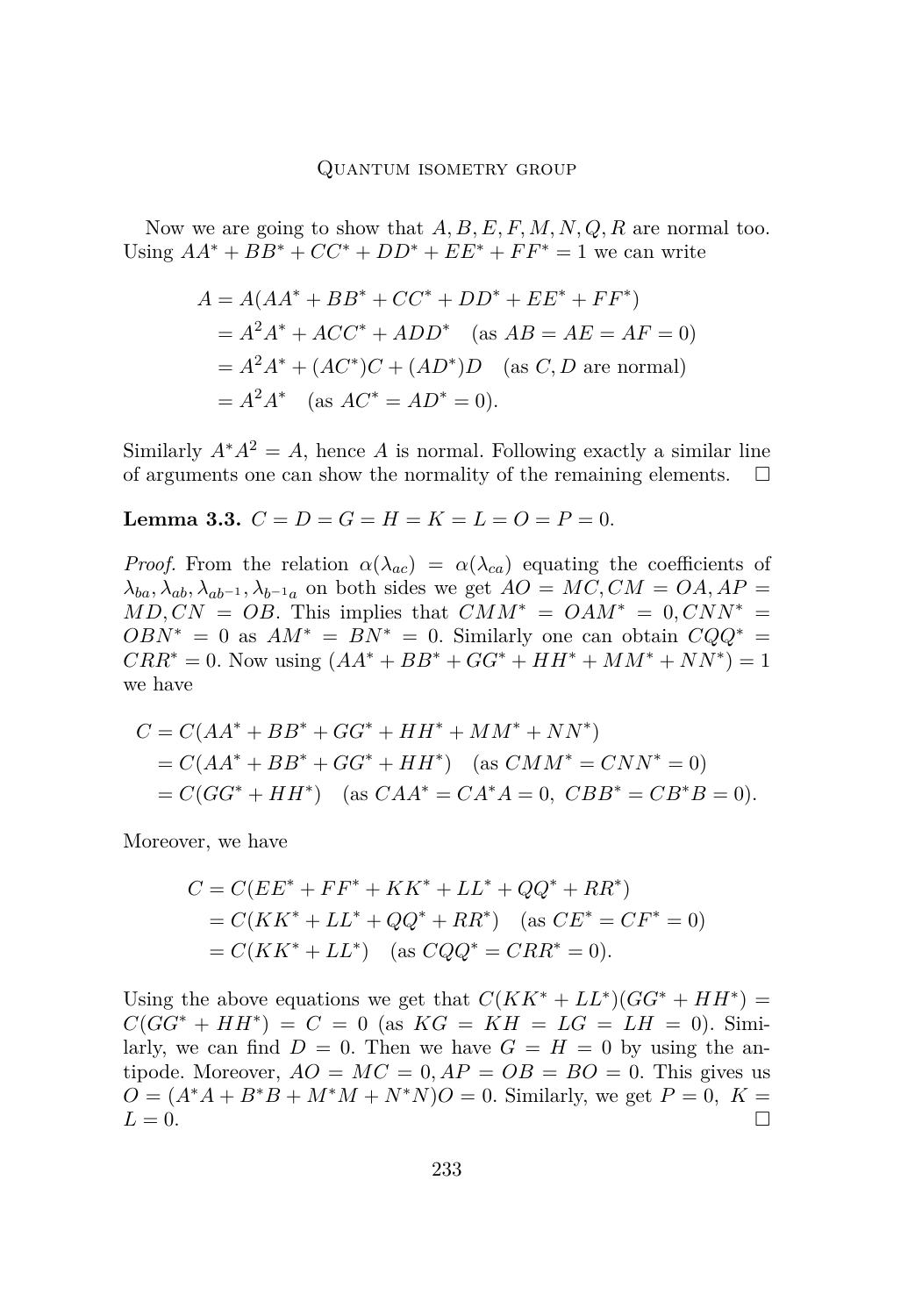Now we are going to show that $A, B, E, F, M, N, Q, R$ are normal too. Using $AA^* + BB^* + CC^* + DD^* + EE^* + FF^* = 1$ we can write

$$
\begin{aligned}
A &= A(AA^* + BB^* + CC^* + DD^* + EE^* + FF^*) \\
&= A^2A^* + ACC^* + ADD^* \quad (\text{as } AB = AE = AF = 0) \\
&= A^2A^* + (AC^*)C + (AD^*)D \quad (\text{as } C, D \text{ are normal}) \\
&= A^2A^* \quad (\text{as } AC^* = AD^* = 0).
\end{aligned}
$$

Similarly $A^*A^2 = A$, hence $A$ is normal. Following exactly a similar line of arguments one can show the normality of the remaining elements. $\square$

**Lemma 3.3.** $C = D = G = H = K = L = O = P = 0$.

*Proof.* From the relation $\alpha(\lambda_{ac}) = \alpha(\lambda_{ca})$ equating the coefficients of $\lambda_{ba}, \lambda_{ab}, \lambda_{ab^{-1}}, \lambda_{b^{-1}a}$ on both sides we get $AO = MC, CM = OA, AP = MD, CN = OB$. This implies that $CMM^* = OAM^* = 0, CNN^* = OBN^* = 0$ as $AM^* = BN^* = 0$. Similarly one can obtain $CQQ^* = CRR^* = 0$. Now using $(AA^* + BB^* + GG^* + HH^* + MM^* + NN^*) = 1$ we have

$$
\begin{aligned}
C &= C(AA^* + BB^* + GG^* + HH^* + MM^* + NN^*) \\
&= C(AA^* + BB^* + GG^* + HH^*) \quad (\text{as } CMM^* = CNN^* = 0) \\
&= C(GG^* + HH^*) \quad (\text{as } CAA^* = CA^*A = 0,\ CBB^* = CB^*B = 0).
\end{aligned}
$$

Moreover, we have

$$
\begin{aligned}
C &= C(EE^* + FF^* + KK^* + LL^* + QQ^* + RR^*) \\
&= C(KK^* + LL^* + QQ^* + RR^*) \quad (\text{as } CE^* = CF^* = 0) \\
&= C(KK^* + LL^*) \quad (\text{as } CQQ^* = CRR^* = 0).
\end{aligned}
$$

Using the above equations we get that $C(KK^* + LL^*)(GG^* + HH^*) = C(GG^* + HH^*) = C = 0$ (as $KG = KH = LG = LH = 0$). Similarly, we can find $D = 0$. Then we have $G = H = 0$ by using the antipode. Moreover, $AO = MC = 0, AP = OB = BO = 0$. This gives us $O = (A^*A + B^*B + M^*M + N^*N)O = 0$. Similarly, we get $P = 0,\ K = L = 0$. $\square$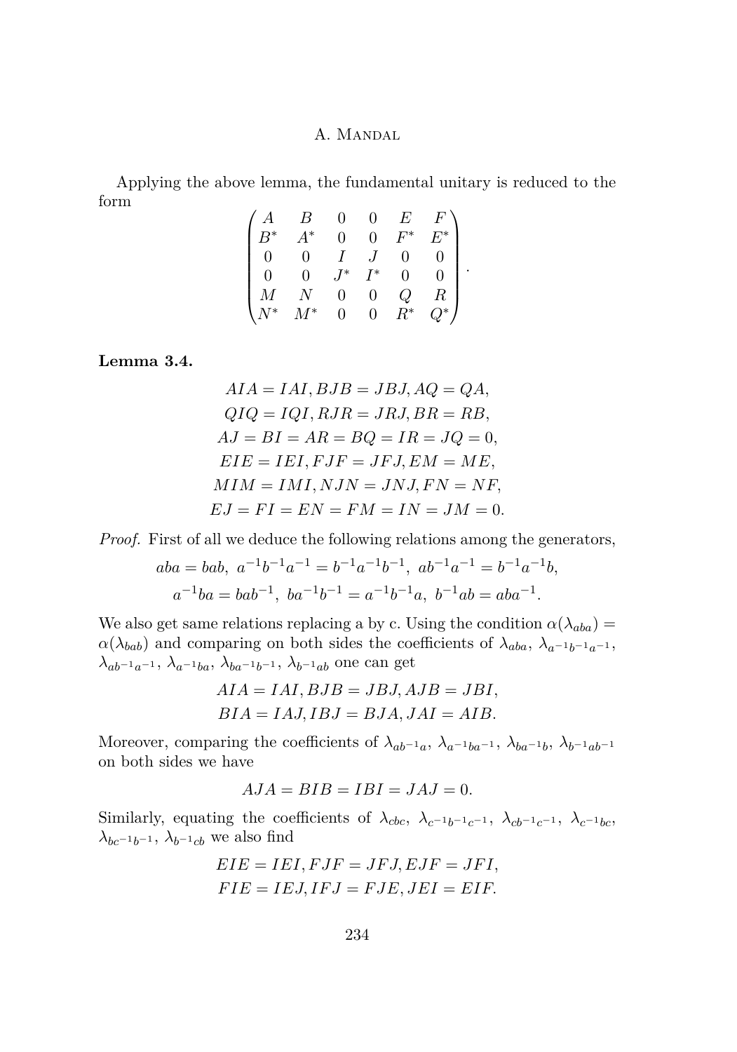Applying the above lemma, the fundamental unitary is reduced to the form

$$\begin{pmatrix} A & B & 0 & 0 & E & F \\ B^* & A^* & 0 & 0 & F^* & E^* \\ 0 & 0 & I & J & 0 & 0 \\ 0 & 0 & J^* & I^* & 0 & 0 \\ M & N & 0 & 0 & Q & R \\ N^* & M^* & 0 & 0 & R^* & Q^* \end{pmatrix}.$$

**Lemma 3.4.**

$$AIA = IAI, BJB = JBJ, AQ = QA,$$
$$QIQ = IQI, RJR = JRJ, BR = RB,$$
$$AJ = BI = AR = BQ = IR = JQ = 0,$$
$$EIE = IEI, FJF = JFJ, EM = ME,$$
$$MIM = IMI, NJN = JNJ, FN = NF,$$
$$EJ = FI = EN = FM = IN = JM = 0.$$

*Proof.* First of all we deduce the following relations among the generators,

$$aba = bab,\ a^{-1}b^{-1}a^{-1} = b^{-1}a^{-1}b^{-1},\ ab^{-1}a^{-1} = b^{-1}a^{-1}b,$$
$$a^{-1}ba = bab^{-1},\ ba^{-1}b^{-1} = a^{-1}b^{-1}a,\ b^{-1}ab = aba^{-1}.$$

We also get same relations replacing a by c. Using the condition $\alpha(\lambda_{aba}) = \alpha(\lambda_{bab})$ and comparing on both sides the coefficients of $\lambda_{aba}$, $\lambda_{a^{-1}b^{-1}a^{-1}}$, $\lambda_{ab^{-1}a^{-1}}$, $\lambda_{a^{-1}ba}$, $\lambda_{ba^{-1}b^{-1}}$, $\lambda_{b^{-1}ab}$ one can get

$$AIA = IAI, BJB = JBJ, AJB = JBI,$$
$$BIA = IAJ, IBJ = BJA, JAI = AIB.$$

Moreover, comparing the coefficients of $\lambda_{ab^{-1}a}$, $\lambda_{a^{-1}ba^{-1}}$, $\lambda_{ba^{-1}b}$, $\lambda_{b^{-1}ab^{-1}}$ on both sides we have

$$AJA = BIB = IBI = JAJ = 0.$$

Similarly, equating the coefficients of $\lambda_{cbc}$, $\lambda_{c^{-1}b^{-1}c^{-1}}$, $\lambda_{cb^{-1}c^{-1}}$, $\lambda_{c^{-1}bc}$, $\lambda_{bc^{-1}b^{-1}}$, $\lambda_{b^{-1}cb}$ we also find

$$EIE = IEI, FJF = JFJ, EJF = JFI,$$
$$FIE = IEJ, IFJ = FJE, JEI = EIF.$$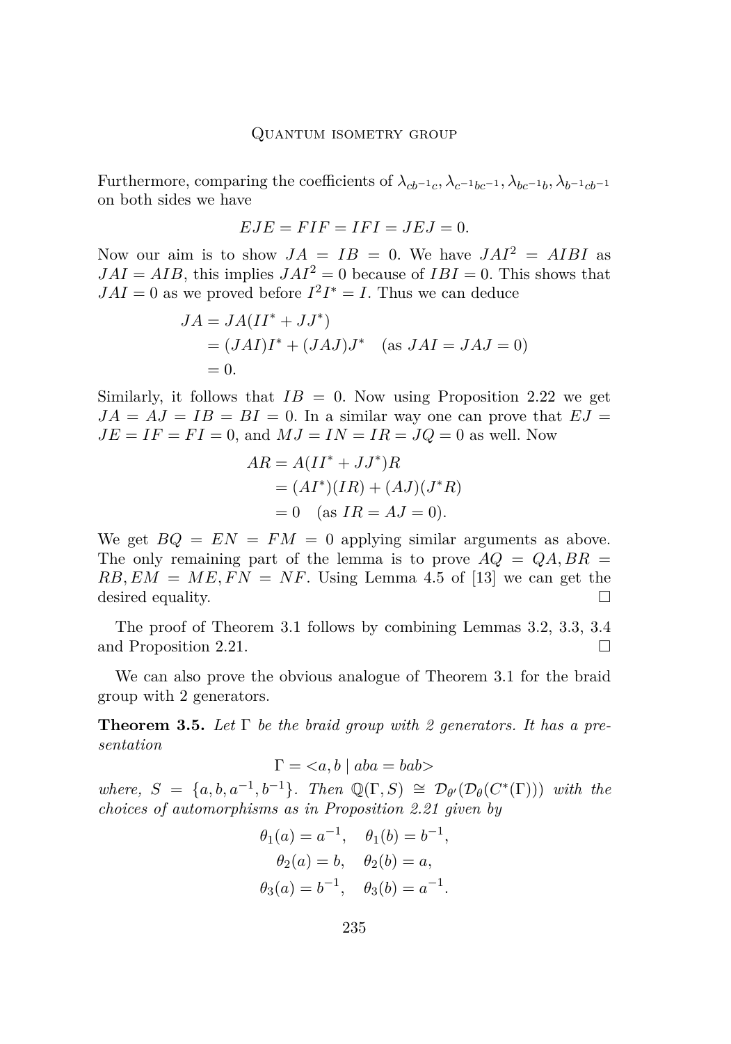Furthermore, comparing the coefficients of $\lambda_{cb^{-1}c}, \lambda_{c^{-1}bc^{-1}}, \lambda_{bc^{-1}b}, \lambda_{b^{-1}cb^{-1}}$ on both sides we have

$$EJE = FIF = IFI = JEJ = 0.$$

Now our aim is to show $JA = IB = 0$. We have $JAI^2 = AIBI$ as $JAI = AIB$, this implies $JAI^2 = 0$ because of $IBI = 0$. This shows that $JAI = 0$ as we proved before $I^2I^* = I$. Thus we can deduce

$$\begin{aligned} JA &= JA(II^* + JJ^*) \\ &= (JAI)I^* + (JAJ)J^* \quad (\text{as } JAI = JAJ = 0) \\ &= 0. \end{aligned}$$

Similarly, it follows that $IB = 0$. Now using Proposition 2.22 we get $JA = AJ = IB = BI = 0$. In a similar way one can prove that $EJ = JE = IF = FI = 0$, and $MJ = IN = IR = JQ = 0$ as well. Now

$$\begin{aligned} AR &= A(II^* + JJ^*)R \\ &= (AI^*)(IR) + (AJ)(J^*R) \\ &= 0 \quad (\text{as } IR = AJ = 0). \end{aligned}$$

We get $BQ = EN = FM = 0$ applying similar arguments as above. The only remaining part of the lemma is to prove $AQ = QA, BR = RB, EM = ME, FN = NF$. Using Lemma 4.5 of [13] we can get the desired equality. $\square$

The proof of Theorem 3.1 follows by combining Lemmas 3.2, 3.3, 3.4 and Proposition 2.21. $\square$

We can also prove the obvious analogue of Theorem 3.1 for the braid group with 2 generators.

**Theorem 3.5.** *Let $\Gamma$ be the braid group with 2 generators. It has a presentation*

$$\Gamma = <a, b \mid aba = bab>$$

*where, $S = \{a, b, a^{-1}, b^{-1}\}$. Then $\mathbb{Q}(\Gamma, S) \cong \mathcal{D}_{\theta'}(\mathcal{D}_\theta(C^*(\Gamma)))$ with the choices of automorphisms as in Proposition 2.21 given by*

$$\theta_1(a) = a^{-1}, \quad \theta_1(b) = b^{-1},$$
$$\theta_2(a) = b, \quad \theta_2(b) = a,$$
$$\theta_3(a) = b^{-1}, \quad \theta_3(b) = a^{-1}.$$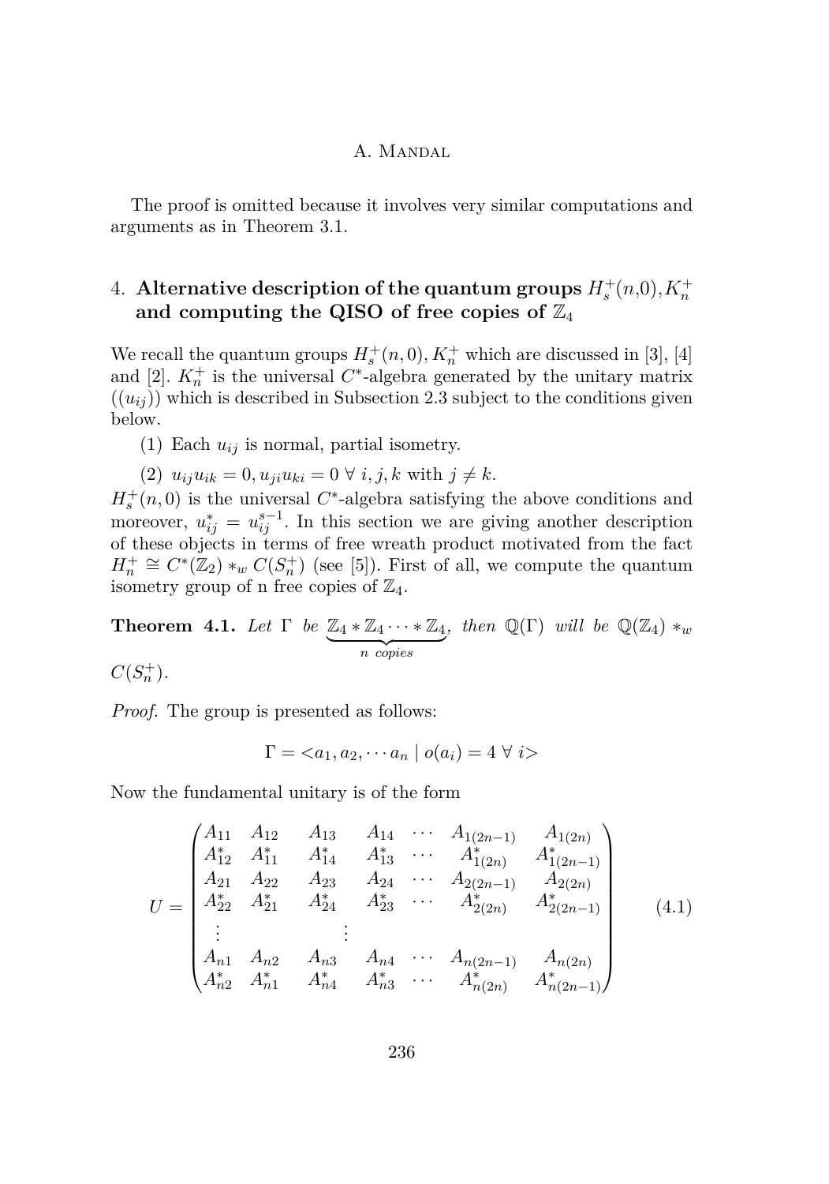The proof is omitted because it involves very similar computations and arguments as in Theorem 3.1.

## 4. Alternative description of the quantum groups $H_s^+(n,0), K_n^+$ and computing the QISO of free copies of $\mathbb{Z}_4$

We recall the quantum groups $H_s^+(n,0), K_n^+$ which are discussed in [3], [4] and [2]. $K_n^+$ is the universal $C^*$-algebra generated by the unitary matrix $((u_{ij}))$ which is described in Subsection 2.3 subject to the conditions given below.

(1) Each $u_{ij}$ is normal, partial isometry.

(2) $u_{ij}u_{ik} = 0, u_{ji}u_{ki} = 0 \;\forall\; i,j,k$ with $j \neq k$.

$H_s^+(n,0)$ is the universal $C^*$-algebra satisfying the above conditions and moreover, $u_{ij}^* = u_{ij}^{s-1}$. In this section we are giving another description of these objects in terms of free wreath product motivated from the fact $H_n^+ \cong C^*(\mathbb{Z}_2) *_w C(S_n^+)$ (see [5]). First of all, we compute the quantum isometry group of n free copies of $\mathbb{Z}_4$.

**Theorem 4.1.** *Let* $\Gamma$ *be* $\underbrace{\mathbb{Z}_4 * \mathbb{Z}_4 \cdots * \mathbb{Z}_4}_{n \text{ copies}}$*, then* $\mathbb{Q}(\Gamma)$ *will be* $\mathbb{Q}(\mathbb{Z}_4) *_w C(S_n^+)$.

*Proof.* The group is presented as follows:

$$\Gamma = <a_1, a_2, \cdots a_n \mid o(a_i) = 4 \;\forall\; i>$$

Now the fundamental unitary is of the form

$$U = \begin{pmatrix} A_{11} & A_{12} & A_{13} & A_{14} & \cdots & A_{1(2n-1)} & A_{1(2n)} \\ A_{12}^* & A_{11}^* & A_{14}^* & A_{13}^* & \cdots & A_{1(2n)}^* & A_{1(2n-1)}^* \\ A_{21} & A_{22} & A_{23} & A_{24} & \cdots & A_{2(2n-1)} & A_{2(2n)} \\ A_{22}^* & A_{21}^* & A_{24}^* & A_{23}^* & \cdots & A_{2(2n)}^* & A_{2(2n-1)}^* \\ \vdots & & \vdots & & & & \\ A_{n1} & A_{n2} & A_{n3} & A_{n4} & \cdots & A_{n(2n-1)} & A_{n(2n)} \\ A_{n2}^* & A_{n1}^* & A_{n4}^* & A_{n3}^* & \cdots & A_{n(2n)}^* & A_{n(2n-1)}^* \end{pmatrix} \tag{4.1}$$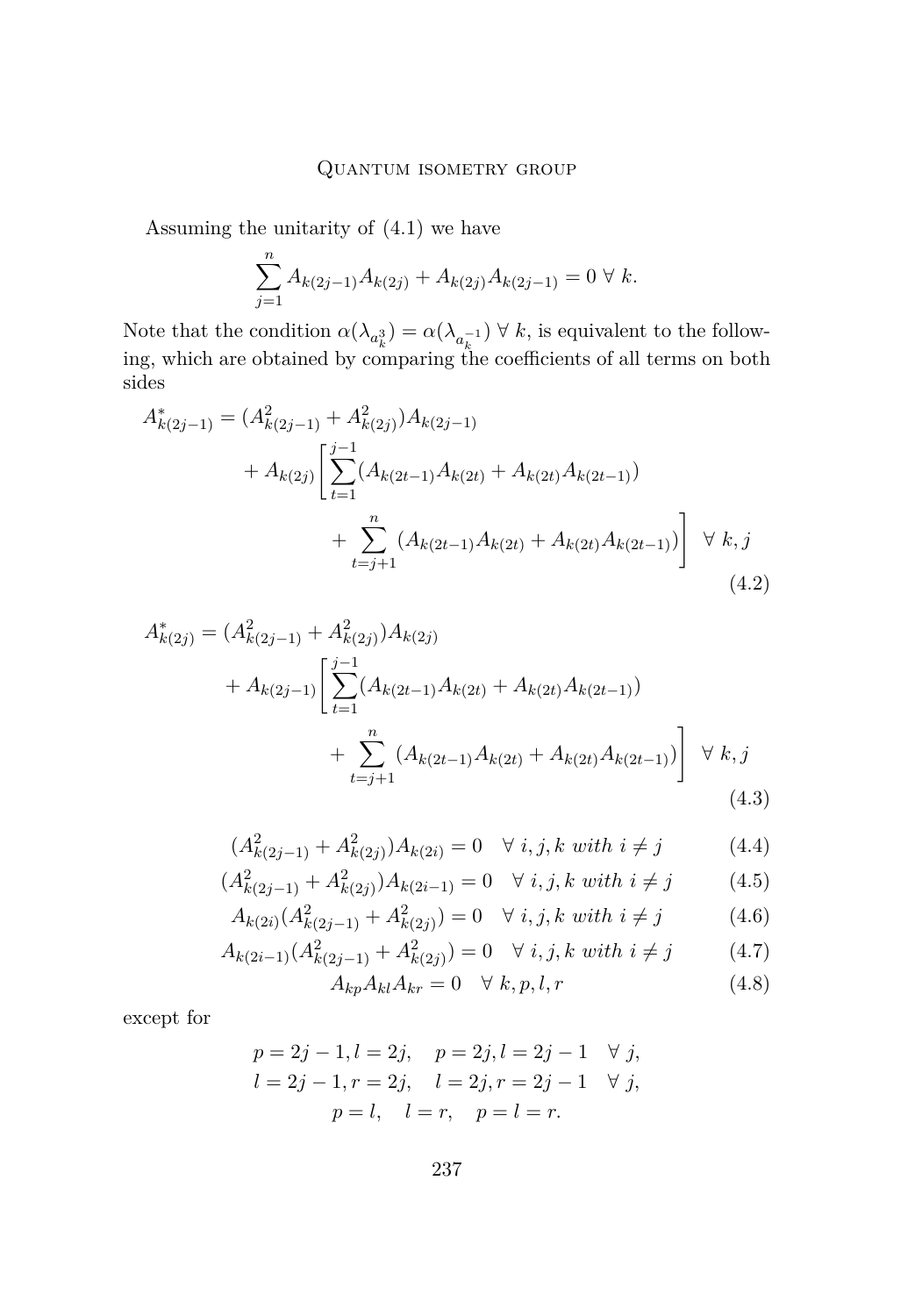Assuming the unitarity of (4.1) we have

$$\sum_{j=1}^{n} A_{k(2j-1)}A_{k(2j)} + A_{k(2j)}A_{k(2j-1)} = 0 \ \forall \ k.$$

Note that the condition $\alpha(\lambda_{a_k^3}) = \alpha(\lambda_{a_k^{-1}}) \ \forall \ k$, is equivalent to the following, which are obtained by comparing the coefficients of all terms on both sides

$$\begin{aligned} A^*_{k(2j-1)} = {} & (A^2_{k(2j-1)} + A^2_{k(2j)})A_{k(2j-1)} \\ & + A_{k(2j)}\Bigg[\sum_{t=1}^{j-1}(A_{k(2t-1)}A_{k(2t)} + A_{k(2t)}A_{k(2t-1)}) \\ & \qquad + \sum_{t=j+1}^{n}(A_{k(2t-1)}A_{k(2t)} + A_{k(2t)}A_{k(2t-1)})\Bigg] \ \ \forall \ k,j \end{aligned} \tag{4.2}$$

$$\begin{aligned} A^*_{k(2j)} = {} & (A^2_{k(2j-1)} + A^2_{k(2j)})A_{k(2j)} \\ & + A_{k(2j-1)}\Bigg[\sum_{t=1}^{j-1}(A_{k(2t-1)}A_{k(2t)} + A_{k(2t)}A_{k(2t-1)}) \\ & \qquad + \sum_{t=j+1}^{n}(A_{k(2t-1)}A_{k(2t)} + A_{k(2t)}A_{k(2t-1)})\Bigg] \ \ \forall \ k,j \end{aligned} \tag{4.3}$$

$$(A^2_{k(2j-1)} + A^2_{k(2j)})A_{k(2i)} = 0 \quad \forall \ i,j,k \ with \ i \neq j \tag{4.4}$$

$$(A^2_{k(2j-1)} + A^2_{k(2j)})A_{k(2i-1)} = 0 \quad \forall \ i,j,k \ with \ i \neq j \tag{4.5}$$

$$A_{k(2i)}(A^2_{k(2j-1)} + A^2_{k(2j)}) = 0 \quad \forall \ i,j,k \ with \ i \neq j \tag{4.6}$$

$$A_{k(2i-1)}(A^2_{k(2j-1)} + A^2_{k(2j)}) = 0 \quad \forall \ i,j,k \ with \ i \neq j \tag{4.7}$$

$$A_{kp}A_{kl}A_{kr} = 0 \quad \forall \ k,p,l,r \tag{4.8}$$

except for

$$\begin{gathered} p = 2j-1, l = 2j, \quad p = 2j, l = 2j-1 \quad \forall \ j, \\ l = 2j-1, r = 2j, \quad l = 2j, r = 2j-1 \quad \forall \ j, \\ p = l, \quad l = r, \quad p = l = r. \end{gathered}$$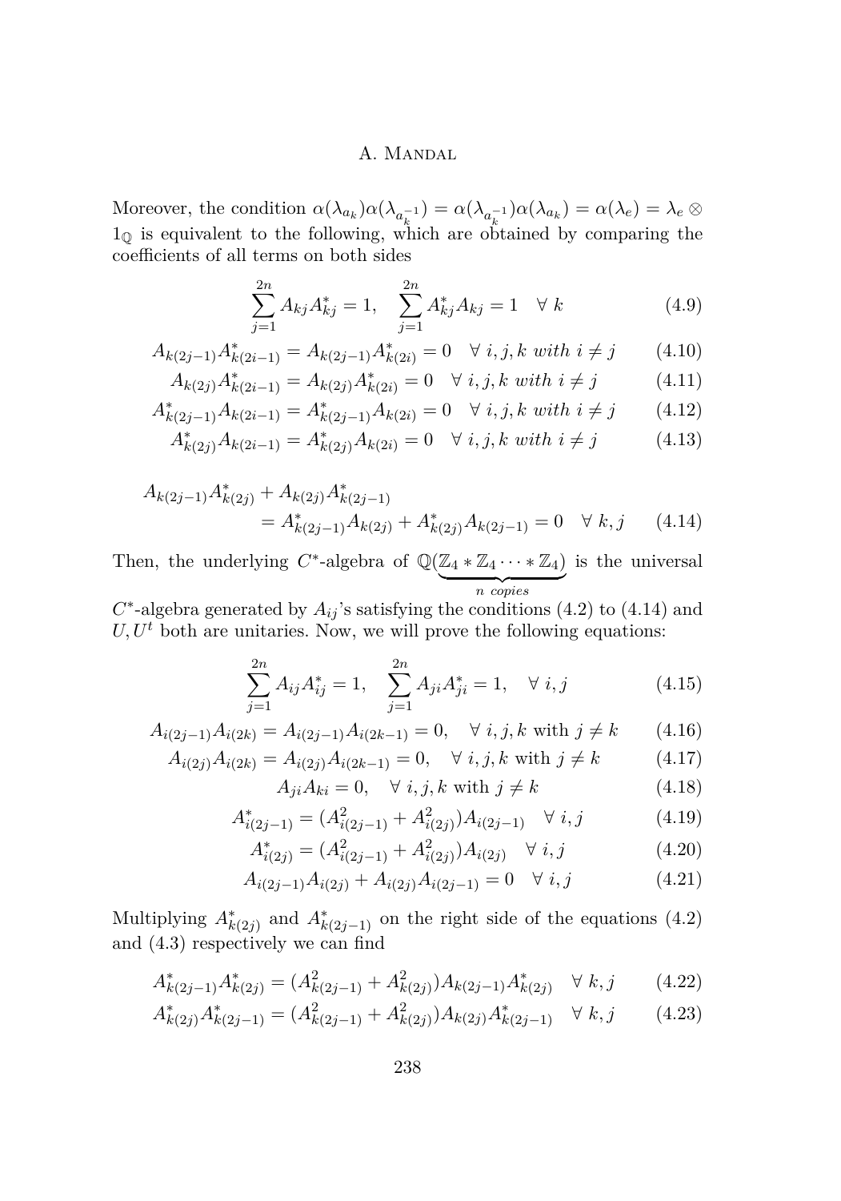Moreover, the condition $\alpha(\lambda_{a_k})\alpha(\lambda_{a_k^{-1}}) = \alpha(\lambda_{a_k^{-1}})\alpha(\lambda_{a_k}) = \alpha(\lambda_e) = \lambda_e \otimes 1_{\mathbb{Q}}$ is equivalent to the following, which are obtained by comparing the coefficients of all terms on both sides

$$\sum_{j=1}^{2n} A_{kj}A_{kj}^* = 1, \quad \sum_{j=1}^{2n} A_{kj}^*A_{kj} = 1 \quad \forall\ k \tag{4.9}$$

$$A_{k(2j-1)}A_{k(2i-1)}^* = A_{k(2j-1)}A_{k(2i)}^* = 0 \quad \forall\ i,j,k \ with\ i \neq j \tag{4.10}$$

$$A_{k(2j)}A_{k(2i-1)}^* = A_{k(2j)}A_{k(2i)}^* = 0 \quad \forall\ i,j,k \ with\ i \neq j \tag{4.11}$$

$$A_{k(2j-1)}^*A_{k(2i-1)} = A_{k(2j-1)}^*A_{k(2i)} = 0 \quad \forall\ i,j,k \ with\ i \neq j \tag{4.12}$$

$$A_{k(2j)}^*A_{k(2i-1)} = A_{k(2j)}^*A_{k(2i)} = 0 \quad \forall\ i,j,k \ with\ i \neq j \tag{4.13}$$

$$\begin{aligned} A_{k(2j-1)}A_{k(2j)}^* &+ A_{k(2j)}A_{k(2j-1)}^* \\ &= A_{k(2j-1)}^*A_{k(2j)} + A_{k(2j)}^*A_{k(2j-1)} = 0 \quad \forall\ k,j \end{aligned} \tag{4.14}$$

Then, the underlying $C^*$-algebra of $\mathbb{Q}(\underbrace{\mathbb{Z}_4 * \mathbb{Z}_4 \cdots * \mathbb{Z}_4}_{n\ copies})$ is the universal $C^*$-algebra generated by $A_{ij}$'s satisfying the conditions (4.2) to (4.14) and $U, U^t$ both are unitaries. Now, we will prove the following equations:

$$\sum_{j=1}^{2n} A_{ij}A_{ij}^* = 1, \quad \sum_{j=1}^{2n} A_{ji}A_{ji}^* = 1, \quad \forall\ i,j \tag{4.15}$$

$$A_{i(2j-1)}A_{i(2k)} = A_{i(2j-1)}A_{i(2k-1)} = 0, \quad \forall\ i,j,k \text{ with } j \neq k \tag{4.16}$$

$$A_{i(2j)}A_{i(2k)} = A_{i(2j)}A_{i(2k-1)} = 0, \quad \forall\ i,j,k \text{ with } j \neq k \tag{4.17}$$

$$A_{ji}A_{ki} = 0, \quad \forall\ i,j,k \text{ with } j \neq k \tag{4.18}$$

$$A_{i(2j-1)}^* = (A_{i(2j-1)}^2 + A_{i(2j)}^2)A_{i(2j-1)} \quad \forall\ i,j \tag{4.19}$$

$$A_{i(2j)}^* = (A_{i(2j-1)}^2 + A_{i(2j)}^2)A_{i(2j)} \quad \forall\ i,j \tag{4.20}$$

$$A_{i(2j-1)}A_{i(2j)} + A_{i(2j)}A_{i(2j-1)} = 0 \quad \forall\ i,j \tag{4.21}$$

Multiplying $A_{k(2j)}^*$ and $A_{k(2j-1)}^*$ on the right side of the equations (4.2) and (4.3) respectively we can find

$$A_{k(2j-1)}^*A_{k(2j)}^* = (A_{k(2j-1)}^2 + A_{k(2j)}^2)A_{k(2j-1)}A_{k(2j)}^* \quad \forall\ k,j \tag{4.22}$$

$$A_{k(2j)}^*A_{k(2j-1)}^* = (A_{k(2j-1)}^2 + A_{k(2j)}^2)A_{k(2j)}A_{k(2j-1)}^* \quad \forall\ k,j \tag{4.23}$$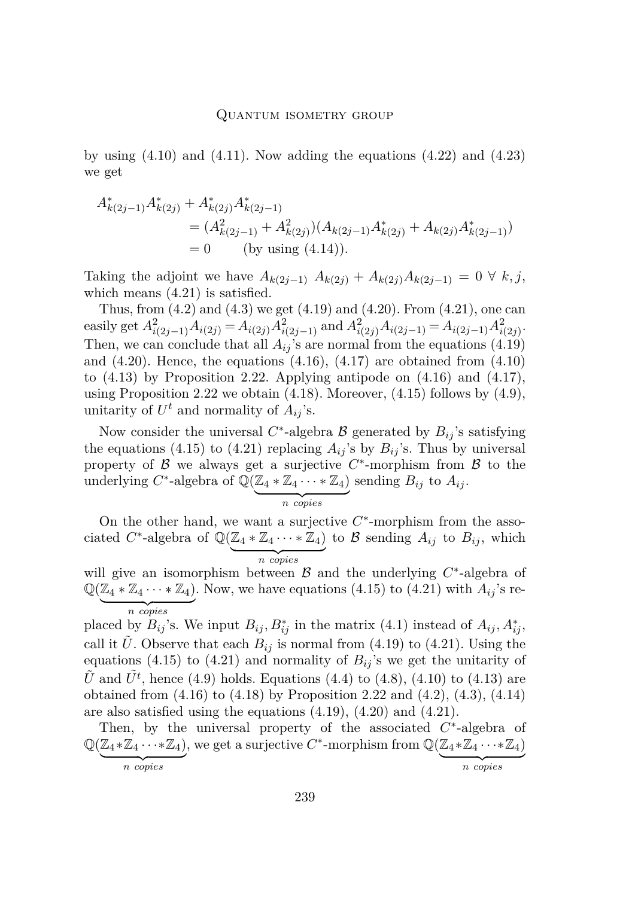by using (4.10) and (4.11). Now adding the equations (4.22) and (4.23) we get

$$\begin{aligned} A^*_{k(2j-1)}A^*_{k(2j)} + A^*_{k(2j)}A^*_{k(2j-1)} \\ &= (A^2_{k(2j-1)} + A^2_{k(2j)})(A_{k(2j-1)}A^*_{k(2j)} + A_{k(2j)}A^*_{k(2j-1)}) \\ &= 0 \qquad \text{(by using (4.14))}. \end{aligned}$$

Taking the adjoint we have $A_{k(2j-1)}\ A_{k(2j)} + A_{k(2j)}A_{k(2j-1)} = 0\ \forall\ k,j$, which means (4.21) is satisfied.

Thus, from (4.2) and (4.3) we get (4.19) and (4.20). From (4.21), one can easily get $A^2_{i(2j-1)}A_{i(2j)} = A_{i(2j)}A^2_{i(2j-1)}$ and $A^2_{i(2j)}A_{i(2j-1)} = A_{i(2j-1)}A^2_{i(2j)}$. Then, we can conclude that all $A_{ij}$'s are normal from the equations (4.19) and (4.20). Hence, the equations (4.16), (4.17) are obtained from (4.10) to (4.13) by Proposition 2.22. Applying antipode on (4.16) and (4.17), using Proposition 2.22 we obtain (4.18). Moreover, (4.15) follows by (4.9), unitarity of $U^t$ and normality of $A_{ij}$'s.

Now consider the universal $C^*$-algebra $\mathcal{B}$ generated by $B_{ij}$'s satisfying the equations (4.15) to (4.21) replacing $A_{ij}$'s by $B_{ij}$'s. Thus by universal property of $\mathcal{B}$ we always get a surjective $C^*$-morphism from $\mathcal{B}$ to the underlying $C^*$-algebra of $\mathbb{Q}(\underbrace{\mathbb{Z}_4 * \mathbb{Z}_4 \cdots * \mathbb{Z}_4}_{n\ copies})$ sending $B_{ij}$ to $A_{ij}$.

On the other hand, we want a surjective $C^*$-morphism from the associated $C^*$-algebra of $\mathbb{Q}(\underbrace{\mathbb{Z}_4 * \mathbb{Z}_4 \cdots * \mathbb{Z}_4}_{n\ copies})$ to $\mathcal{B}$ sending $A_{ij}$ to $B_{ij}$, which will give an isomorphism between $\mathcal{B}$ and the underlying $C^*$-algebra of $\mathbb{Q}(\underbrace{\mathbb{Z}_4 * \mathbb{Z}_4 \cdots * \mathbb{Z}_4}_{n\ copies})$. Now, we have equations (4.15) to (4.21) with $A_{ij}$'s replaced by $B_{ij}$'s. We input $B_{ij}, B^*_{ij}$ in the matrix (4.1) instead of $A_{ij}, A^*_{ij}$, call it $\tilde{U}$. Observe that each $B_{ij}$ is normal from (4.19) to (4.21). Using the equations (4.15) to (4.21) and normality of $B_{ij}$'s we get the unitarity of $\tilde{U}$ and $\tilde{U^t}$, hence (4.9) holds. Equations (4.4) to (4.8), (4.10) to (4.13) are obtained from (4.16) to (4.18) by Proposition 2.22 and (4.2), (4.3), (4.14) are also satisfied using the equations (4.19), (4.20) and (4.21).

Then, by the universal property of the associated $C^*$-algebra of $\mathbb{Q}(\underbrace{\mathbb{Z}_4 * \mathbb{Z}_4 \cdots * \mathbb{Z}_4}_{n\ copies})$, we get a surjective $C^*$-morphism from $\mathbb{Q}(\underbrace{\mathbb{Z}_4 * \mathbb{Z}_4 \cdots * \mathbb{Z}_4}_{n\ copies})$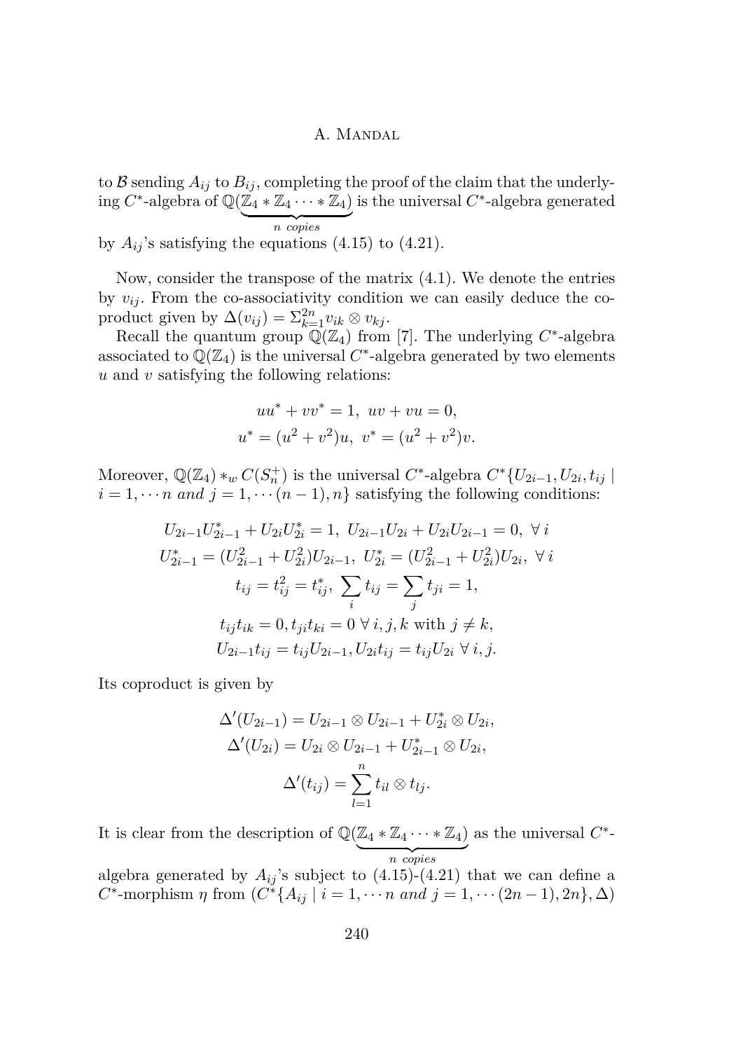to $\mathcal{B}$ sending $A_{ij}$ to $B_{ij}$, completing the proof of the claim that the underlying $C^*$-algebra of $\mathbb{Q}(\underbrace{\mathbb{Z}_4 * \mathbb{Z}_4 \cdots * \mathbb{Z}_4}_{n\ copies})$ is the universal $C^*$-algebra generated by $A_{ij}$'s satisfying the equations (4.15) to (4.21).

Now, consider the transpose of the matrix (4.1). We denote the entries by $v_{ij}$. From the co-associativity condition we can easily deduce the coproduct given by $\Delta(v_{ij}) = \Sigma_{k=1}^{2n} v_{ik} \otimes v_{kj}$.

Recall the quantum group $\mathbb{Q}(\mathbb{Z}_4)$ from [7]. The underlying $C^*$-algebra associated to $\mathbb{Q}(\mathbb{Z}_4)$ is the universal $C^*$-algebra generated by two elements $u$ and $v$ satisfying the following relations:

$$uu^* + vv^* = 1,\ uv + vu = 0,$$
$$u^* = (u^2 + v^2)u,\ v^* = (u^2 + v^2)v.$$

Moreover, $\mathbb{Q}(\mathbb{Z}_4) *_w C(S_n^+)$ is the universal $C^*$-algebra $C^*\{U_{2i-1}, U_{2i}, t_{ij} \mid i = 1, \cdots n \ and \ j = 1, \cdots (n-1), n\}$ satisfying the following conditions:

$$U_{2i-1}U_{2i-1}^* + U_{2i}U_{2i}^* = 1,\ U_{2i-1}U_{2i} + U_{2i}U_{2i-1} = 0,\ \forall\, i$$
$$U_{2i-1}^* = (U_{2i-1}^2 + U_{2i}^2)U_{2i-1},\ U_{2i}^* = (U_{2i-1}^2 + U_{2i}^2)U_{2i},\ \forall\, i$$
$$t_{ij} = t_{ij}^2 = t_{ij}^*,\ \sum_i t_{ij} = \sum_j t_{ji} = 1,$$
$$t_{ij}t_{ik} = 0, t_{ji}t_{ki} = 0\ \forall\, i, j, k \text{ with } j \neq k,$$
$$U_{2i-1}t_{ij} = t_{ij}U_{2i-1}, U_{2i}t_{ij} = t_{ij}U_{2i}\ \forall\, i, j.$$

Its coproduct is given by

$$\Delta'(U_{2i-1}) = U_{2i-1} \otimes U_{2i-1} + U_{2i}^* \otimes U_{2i},$$
$$\Delta'(U_{2i}) = U_{2i} \otimes U_{2i-1} + U_{2i-1}^* \otimes U_{2i},$$
$$\Delta'(t_{ij}) = \sum_{l=1}^{n} t_{il} \otimes t_{lj}.$$

It is clear from the description of $\mathbb{Q}(\underbrace{\mathbb{Z}_4 * \mathbb{Z}_4 \cdots * \mathbb{Z}_4}_{n\ copies})$ as the universal $C^*$-algebra generated by $A_{ij}$'s subject to (4.15)-(4.21) that we can define a $C^*$-morphism $\eta$ from $(C^*\{A_{ij} \mid i = 1, \cdots n \ and \ j = 1, \cdots (2n-1), 2n\}, \Delta)$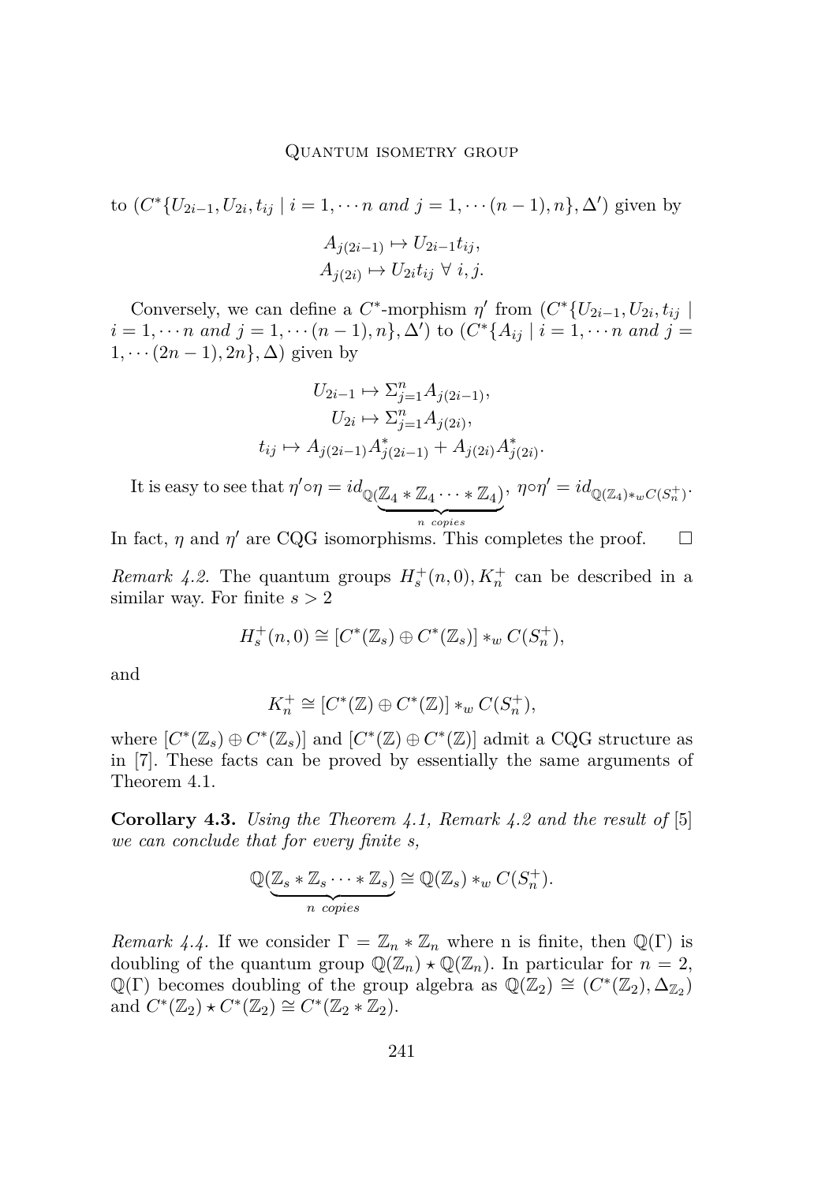to $(C^*\{U_{2i-1}, U_{2i}, t_{ij} \mid i = 1, \cdots n \text{ and } j = 1, \cdots (n-1), n\}, \Delta')$ given by

$$A_{j(2i-1)} \mapsto U_{2i-1} t_{ij},$$
$$A_{j(2i)} \mapsto U_{2i} t_{ij} \ \forall \ i, j.$$

Conversely, we can define a $C^*$-morphism $\eta'$ from $(C^*\{U_{2i-1}, U_{2i}, t_{ij} \mid i = 1, \cdots n \text{ and } j = 1, \cdots (n-1), n\}, \Delta')$ to $(C^*\{A_{ij} \mid i = 1, \cdots n \text{ and } j = 1, \cdots (2n-1), 2n\}, \Delta)$ given by

$$U_{2i-1} \mapsto \Sigma_{j=1}^{n} A_{j(2i-1)},$$
$$U_{2i} \mapsto \Sigma_{j=1}^{n} A_{j(2i)},$$
$$t_{ij} \mapsto A_{j(2i-1)} A_{j(2i-1)}^* + A_{j(2i)} A_{j(2i)}^*.$$

It is easy to see that $\eta' \circ \eta = id_{\mathbb{Q}(\underbrace{\mathbb{Z}_4 * \mathbb{Z}_4 \cdots * \mathbb{Z}_4}_{n \ copies})}$, $\eta \circ \eta' = id_{\mathbb{Q}(\mathbb{Z}_4) *_w C(S_n^+)}$. In fact, $\eta$ and $\eta'$ are CQG isomorphisms. This completes the proof. $\square$

*Remark 4.2.* The quantum groups $H_s^+(n, 0), K_n^+$ can be described in a similar way. For finite $s > 2$

$$H_s^+(n, 0) \cong [C^*(\mathbb{Z}_s) \oplus C^*(\mathbb{Z}_s)] *_w C(S_n^+),$$

and

$$K_n^+ \cong [C^*(\mathbb{Z}) \oplus C^*(\mathbb{Z})] *_w C(S_n^+),$$

where $[C^*(\mathbb{Z}_s) \oplus C^*(\mathbb{Z}_s)]$ and $[C^*(\mathbb{Z}) \oplus C^*(\mathbb{Z})]$ admit a CQG structure as in [7]. These facts can be proved by essentially the same arguments of Theorem 4.1.

**Corollary 4.3.** *Using the Theorem 4.1, Remark 4.2 and the result of* [5] *we can conclude that for every finite s,*

$$\mathbb{Q}(\underbrace{\mathbb{Z}_s * \mathbb{Z}_s \cdots * \mathbb{Z}_s}_{n \ copies}) \cong \mathbb{Q}(\mathbb{Z}_s) *_w C(S_n^+).$$

*Remark 4.4.* If we consider $\Gamma = \mathbb{Z}_n * \mathbb{Z}_n$ where n is finite, then $\mathbb{Q}(\Gamma)$ is doubling of the quantum group $\mathbb{Q}(\mathbb{Z}_n) \star \mathbb{Q}(\mathbb{Z}_n)$. In particular for $n = 2$, $\mathbb{Q}(\Gamma)$ becomes doubling of the group algebra as $\mathbb{Q}(\mathbb{Z}_2) \cong (C^*(\mathbb{Z}_2), \Delta_{\mathbb{Z}_2})$ and $C^*(\mathbb{Z}_2) \star C^*(\mathbb{Z}_2) \cong C^*(\mathbb{Z}_2 * \mathbb{Z}_2)$.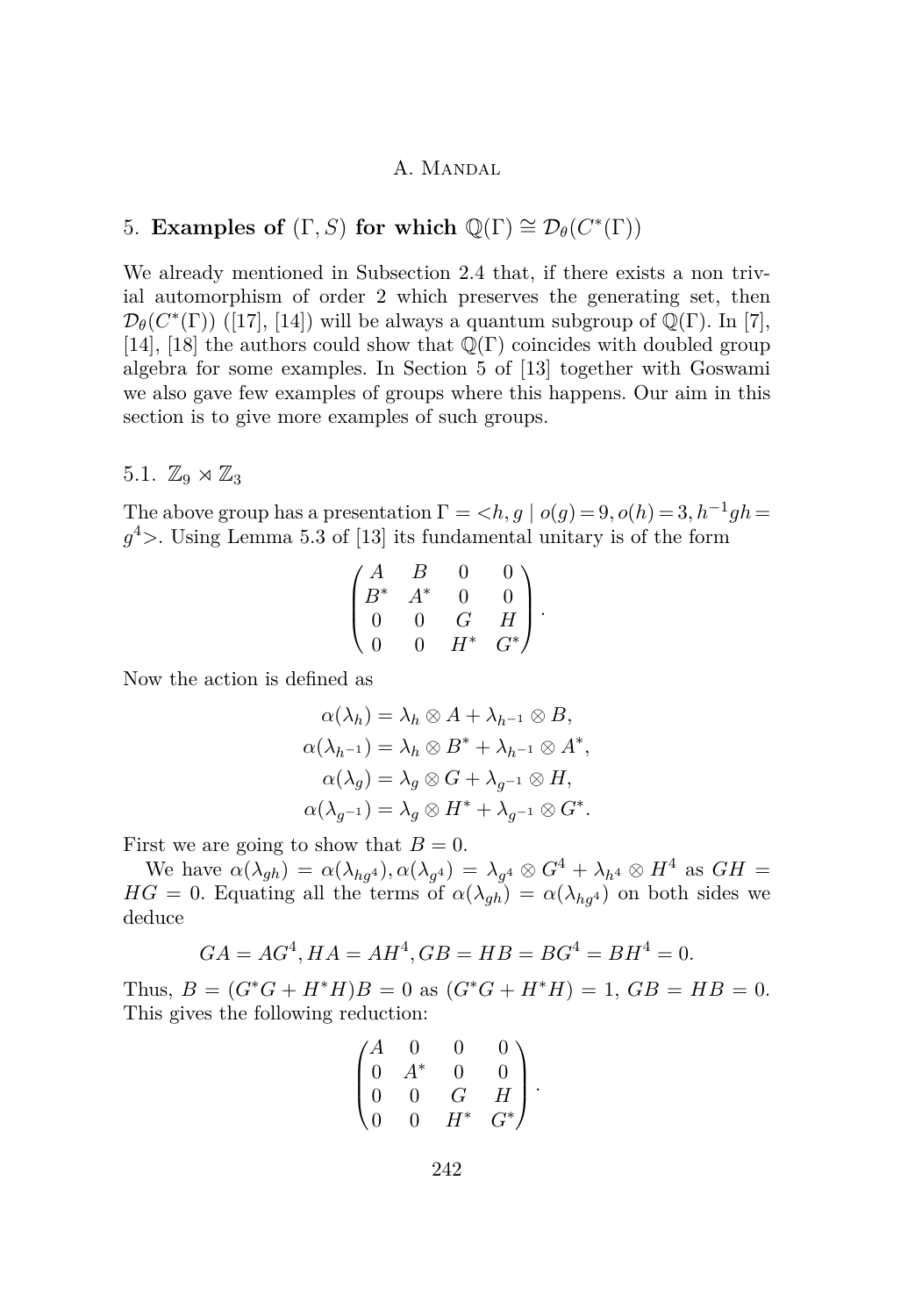## 5. Examples of $(\Gamma, S)$ for which $\mathbb{Q}(\Gamma) \cong \mathcal{D}_\theta(C^*(\Gamma))$

We already mentioned in Subsection 2.4 that, if there exists a non trivial automorphism of order 2 which preserves the generating set, then $\mathcal{D}_\theta(C^*(\Gamma))$ ([17], [14]) will be always a quantum subgroup of $\mathbb{Q}(\Gamma)$. In [7], [14], [18] the authors could show that $\mathbb{Q}(\Gamma)$ coincides with doubled group algebra for some examples. In Section 5 of [13] together with Goswami we also gave few examples of groups where this happens. Our aim in this section is to give more examples of such groups.

### 5.1. $\mathbb{Z}_9 \rtimes \mathbb{Z}_3$

The above group has a presentation $\Gamma = <h, g \mid o(g) = 9, o(h) = 3, h^{-1}gh = g^4>$. Using Lemma 5.3 of [13] its fundamental unitary is of the form

$$\begin{pmatrix} A & B & 0 & 0 \\ B^* & A^* & 0 & 0 \\ 0 & 0 & G & H \\ 0 & 0 & H^* & G^* \end{pmatrix}.$$

Now the action is defined as

$$\alpha(\lambda_h) = \lambda_h \otimes A + \lambda_{h^{-1}} \otimes B,$$
$$\alpha(\lambda_{h^{-1}}) = \lambda_h \otimes B^* + \lambda_{h^{-1}} \otimes A^*,$$
$$\alpha(\lambda_g) = \lambda_g \otimes G + \lambda_{g^{-1}} \otimes H,$$
$$\alpha(\lambda_{g^{-1}}) = \lambda_g \otimes H^* + \lambda_{g^{-1}} \otimes G^*.$$

First we are going to show that $B = 0$.

We have $\alpha(\lambda_{gh}) = \alpha(\lambda_{hg^4}), \alpha(\lambda_{g^4}) = \lambda_{g^4} \otimes G^4 + \lambda_{h^4} \otimes H^4$ as $GH = HG = 0$. Equating all the terms of $\alpha(\lambda_{gh}) = \alpha(\lambda_{hg^4})$ on both sides we deduce

$$GA = AG^4, HA = AH^4, GB = HB = BG^4 = BH^4 = 0.$$

Thus, $B = (G^*G + H^*H)B = 0$ as $(G^*G + H^*H) = 1$, $GB = HB = 0$. This gives the following reduction:

$$\begin{pmatrix} A & 0 & 0 & 0 \\ 0 & A^* & 0 & 0 \\ 0 & 0 & G & H \\ 0 & 0 & H^* & G^* \end{pmatrix}.$$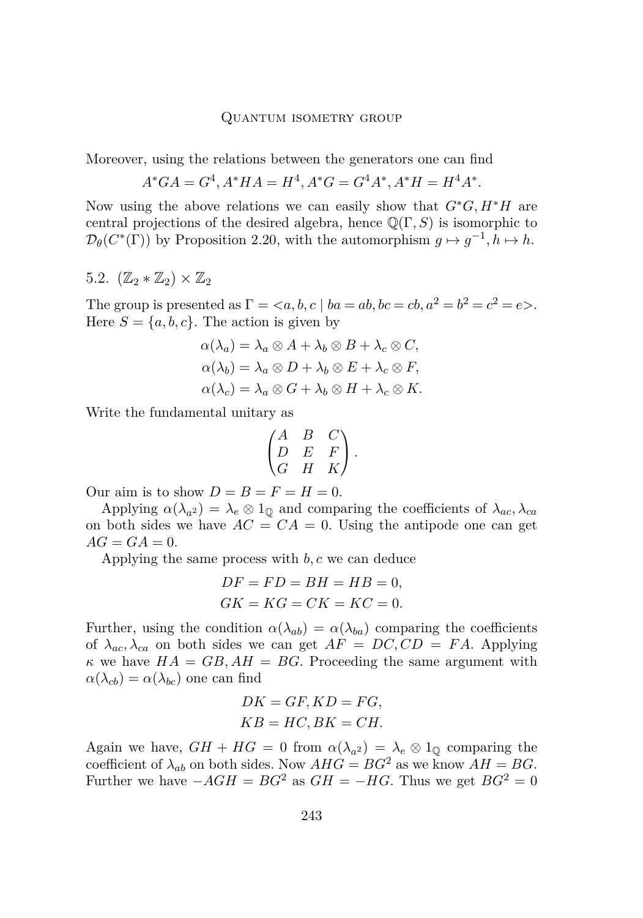Moreover, using the relations between the generators one can find

$$A^*GA = G^4, A^*HA = H^4, A^*G = G^4A^*, A^*H = H^4A^*.$$

Now using the above relations we can easily show that $G^*G, H^*H$ are central projections of the desired algebra, hence $\mathbb{Q}(\Gamma, S)$ is isomorphic to $\mathcal{D}_\theta(C^*(\Gamma))$ by Proposition 2.20, with the automorphism $g \mapsto g^{-1}, h \mapsto h$.

## 5.2. $(\mathbb{Z}_2 * \mathbb{Z}_2) \times \mathbb{Z}_2$

The group is presented as $\Gamma = <a, b, c \mid ba = ab, bc = cb, a^2 = b^2 = c^2 = e>$. Here $S = \{a, b, c\}$. The action is given by

$$\alpha(\lambda_a) = \lambda_a \otimes A + \lambda_b \otimes B + \lambda_c \otimes C,$$
$$\alpha(\lambda_b) = \lambda_a \otimes D + \lambda_b \otimes E + \lambda_c \otimes F,$$
$$\alpha(\lambda_c) = \lambda_a \otimes G + \lambda_b \otimes H + \lambda_c \otimes K.$$

Write the fundamental unitary as

$$\begin{pmatrix} A & B & C \\ D & E & F \\ G & H & K \end{pmatrix}.$$

Our aim is to show $D = B = F = H = 0$.

Applying $\alpha(\lambda_{a^2}) = \lambda_e \otimes 1_{\mathbb{Q}}$ and comparing the coefficients of $\lambda_{ac}, \lambda_{ca}$ on both sides we have $AC = CA = 0$. Using the antipode one can get $AG = GA = 0$.

Applying the same process with $b, c$ we can deduce

$$DF = FD = BH = HB = 0,$$
$$GK = KG = CK = KC = 0.$$

Further, using the condition $\alpha(\lambda_{ab}) = \alpha(\lambda_{ba})$ comparing the coefficients of $\lambda_{ac}, \lambda_{ca}$ on both sides we can get $AF = DC, CD = FA$. Applying $\kappa$ we have $HA = GB, AH = BG$. Proceeding the same argument with $\alpha(\lambda_{cb}) = \alpha(\lambda_{bc})$ one can find

$$DK = GF, KD = FG,$$
$$KB = HC, BK = CH.$$

Again we have, $GH + HG = 0$ from $\alpha(\lambda_{a^2}) = \lambda_e \otimes 1_{\mathbb{Q}}$ comparing the coefficient of $\lambda_{ab}$ on both sides. Now $AHG = BG^2$ as we know $AH = BG$. Further we have $-AGH = BG^2$ as $GH = -HG$. Thus we get $BG^2 = 0$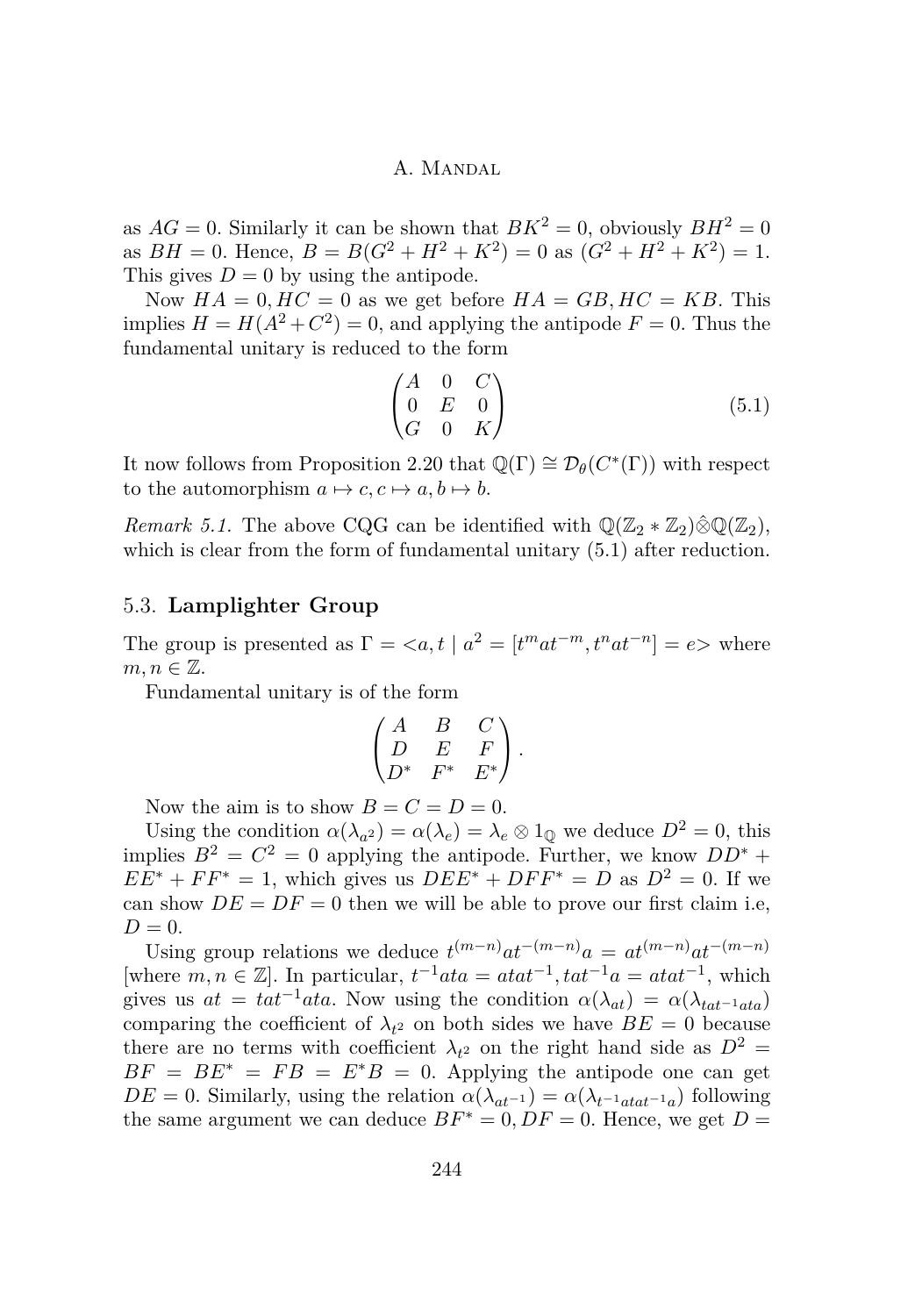as $AG = 0$. Similarly it can be shown that $BK^2 = 0$, obviously $BH^2 = 0$ as $BH = 0$. Hence, $B = B(G^2 + H^2 + K^2) = 0$ as $(G^2 + H^2 + K^2) = 1$. This gives $D = 0$ by using the antipode.

Now $HA = 0, HC = 0$ as we get before $HA = GB, HC = KB$. This implies $H = H(A^2 + C^2) = 0$, and applying the antipode $F = 0$. Thus the fundamental unitary is reduced to the form

$$\begin{pmatrix} A & 0 & C \\ 0 & E & 0 \\ G & 0 & K \end{pmatrix} \tag{5.1}$$

It now follows from Proposition 2.20 that $\mathbb{Q}(\Gamma) \cong \mathcal{D}_\theta(C^*(\Gamma))$ with respect to the automorphism $a \mapsto c, c \mapsto a, b \mapsto b$.

*Remark 5.1.* The above CQG can be identified with $\mathbb{Q}(\mathbb{Z}_2 * \mathbb{Z}_2)\hat{\otimes}\mathbb{Q}(\mathbb{Z}_2)$, which is clear from the form of fundamental unitary (5.1) after reduction.

### 5.3. **Lamplighter Group**

The group is presented as $\Gamma = <a, t \mid a^2 = [t^m a t^{-m}, t^n a t^{-n}] = e>$ where $m, n \in \mathbb{Z}$.

Fundamental unitary is of the form

$$\begin{pmatrix} A & B & C \\ D & E & F \\ D^* & F^* & E^* \end{pmatrix}.$$

Now the aim is to show $B = C = D = 0$.

Using the condition $\alpha(\lambda_{a^2}) = \alpha(\lambda_e) = \lambda_e \otimes 1_{\mathbb{Q}}$ we deduce $D^2 = 0$, this implies $B^2 = C^2 = 0$ applying the antipode. Further, we know $DD^* + EE^* + FF^* = 1$, which gives us $DEE^* + DFF^* = D$ as $D^2 = 0$. If we can show $DE = DF = 0$ then we will be able to prove our first claim i.e, $D = 0$.

Using group relations we deduce $t^{(m-n)} a t^{-(m-n)} a = a t^{(m-n)} a t^{-(m-n)}$ [where $m, n \in \mathbb{Z}$]. In particular, $t^{-1}ata = atat^{-1}, tat^{-1}a = atat^{-1}$, which gives us $at = tat^{-1}ata$. Now using the condition $\alpha(\lambda_{at}) = \alpha(\lambda_{tat^{-1}ata})$ comparing the coefficient of $\lambda_{t^2}$ on both sides we have $BE = 0$ because there are no terms with coefficient $\lambda_{t^2}$ on the right hand side as $D^2 = BF = BE^* = FB = E^*B = 0$. Applying the antipode one can get $DE = 0$. Similarly, using the relation $\alpha(\lambda_{at^{-1}}) = \alpha(\lambda_{t^{-1}atat^{-1}a})$ following the same argument we can deduce $BF^* = 0, DF = 0$. Hence, we get $D =$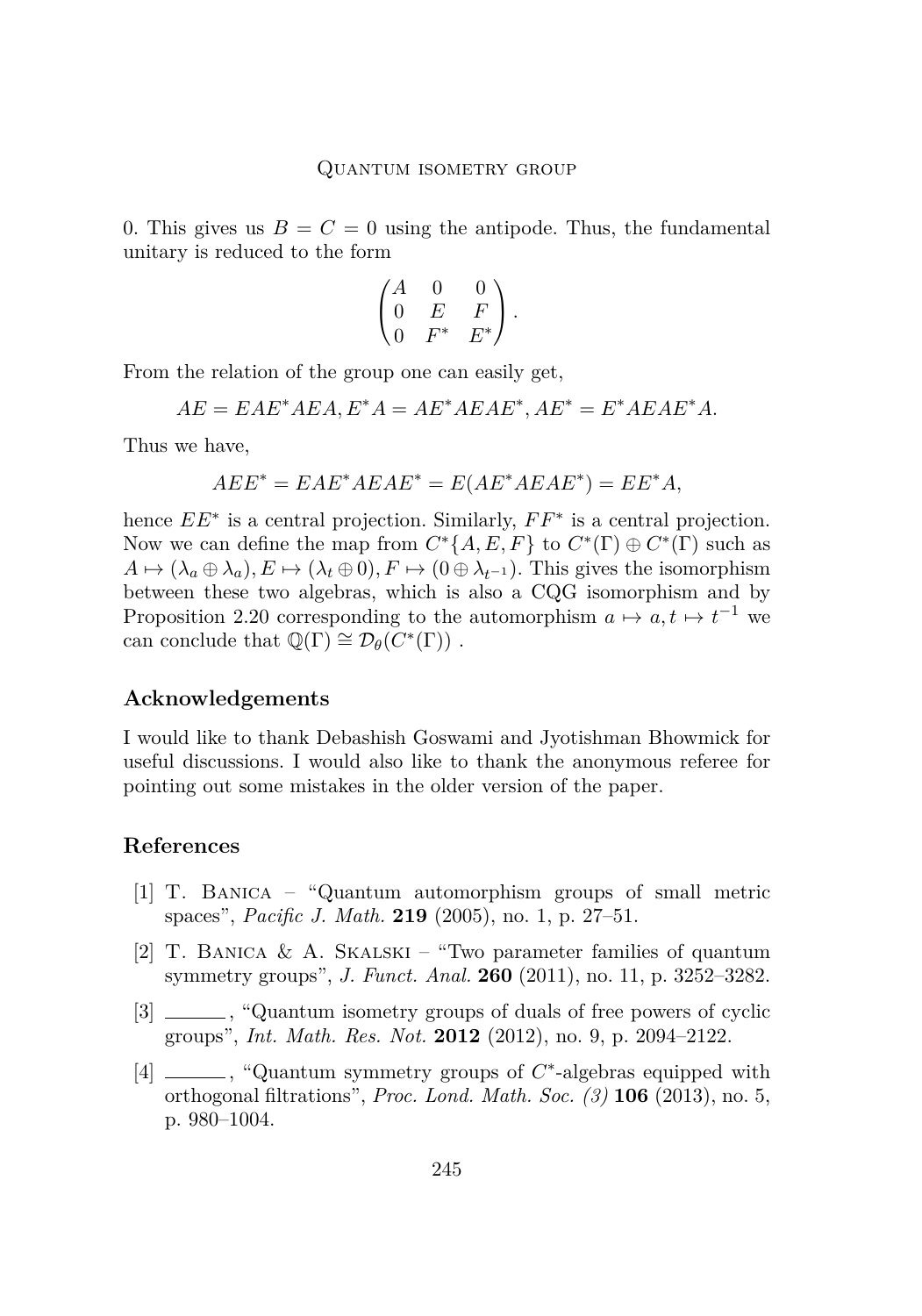0. This gives us $B = C = 0$ using the antipode. Thus, the fundamental unitary is reduced to the form

$$\begin{pmatrix} A & 0 & 0 \\ 0 & E & F \\ 0 & F^* & E^* \end{pmatrix}.$$

From the relation of the group one can easily get,

$$AE = EAE^*AEA, E^*A = AE^*AEAE^*, AE^* = E^*AEAE^*A.$$

Thus we have,

$$AEE^* = EAE^*AEAE^* = E(AE^*AEAE^*) = EE^*A,$$

hence $EE^*$ is a central projection. Similarly, $FF^*$ is a central projection. Now we can define the map from $C^*\{A, E, F\}$ to $C^*(\Gamma) \oplus C^*(\Gamma)$ such as $A \mapsto (\lambda_a \oplus \lambda_a), E \mapsto (\lambda_t \oplus 0), F \mapsto (0 \oplus \lambda_{t^{-1}})$. This gives the isomorphism between these two algebras, which is also a CQG isomorphism and by Proposition 2.20 corresponding to the automorphism $a \mapsto a, t \mapsto t^{-1}$ we can conclude that $\mathbb{Q}(\Gamma) \cong \mathcal{D}_\theta(C^*(\Gamma))$ .

## Acknowledgements

I would like to thank Debashish Goswami and Jyotishman Bhowmick for useful discussions. I would also like to thank the anonymous referee for pointing out some mistakes in the older version of the paper.

## References

[1] T. Banica – "Quantum automorphism groups of small metric spaces", *Pacific J. Math.* **219** (2005), no. 1, p. 27–51.

[2] T. Banica & A. Skalski – "Two parameter families of quantum symmetry groups", *J. Funct. Anal.* **260** (2011), no. 11, p. 3252–3282.

[3] ______, "Quantum isometry groups of duals of free powers of cyclic groups", *Int. Math. Res. Not.* **2012** (2012), no. 9, p. 2094–2122.

[4] ______, "Quantum symmetry groups of $C^*$-algebras equipped with orthogonal filtrations", *Proc. Lond. Math. Soc. (3)* **106** (2013), no. 5, p. 980–1004.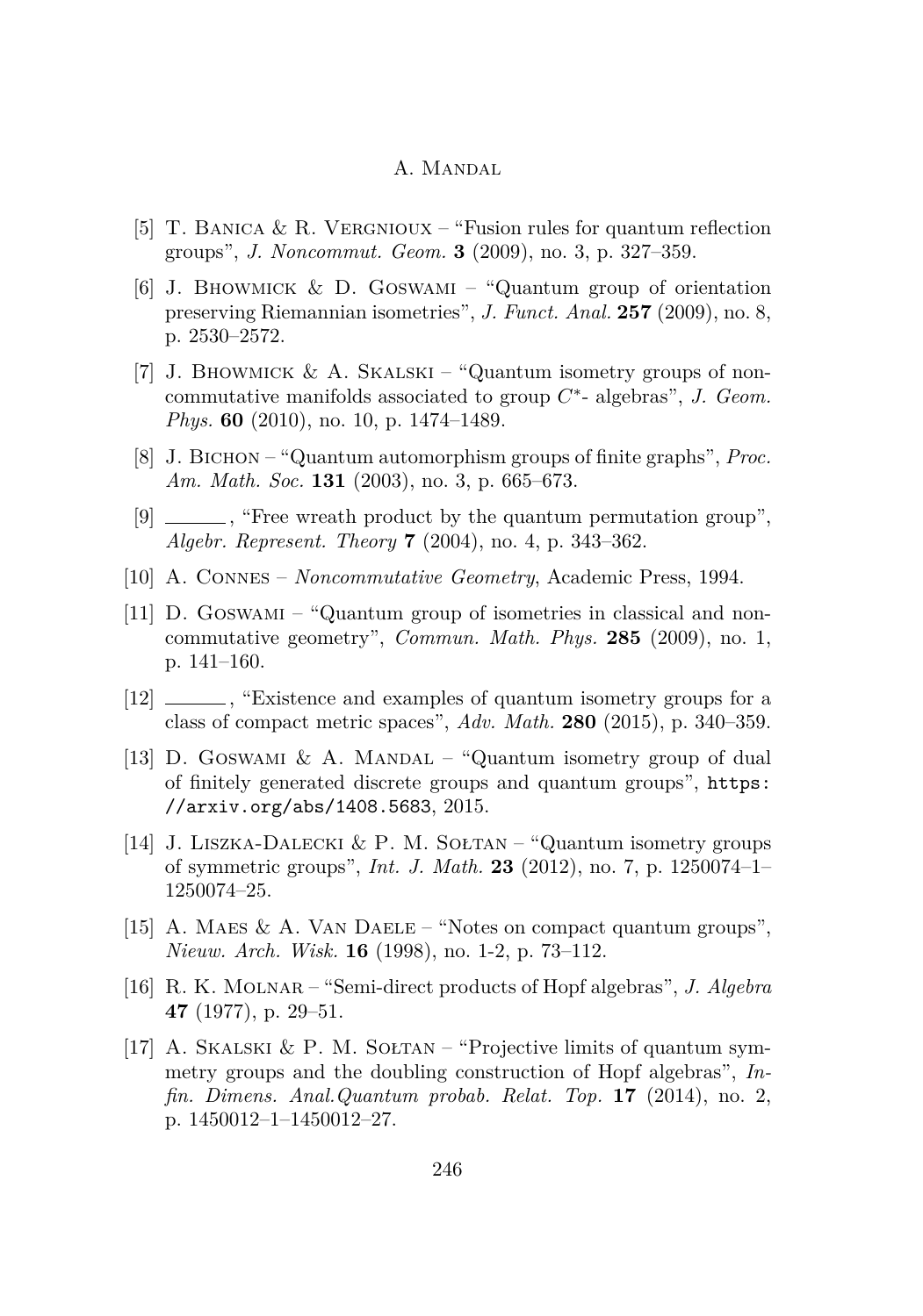[5] T. Banica & R. Vergnioux – "Fusion rules for quantum reflection groups", *J. Noncommut. Geom.* **3** (2009), no. 3, p. 327–359.

[6] J. Bhowmick & D. Goswami – "Quantum group of orientation preserving Riemannian isometries", *J. Funct. Anal.* **257** (2009), no. 8, p. 2530–2572.

[7] J. Bhowmick & A. Skalski – "Quantum isometry groups of noncommutative manifolds associated to group $C^*$- algebras", *J. Geom. Phys.* **60** (2010), no. 10, p. 1474–1489.

[8] J. Bichon – "Quantum automorphism groups of finite graphs", *Proc. Am. Math. Soc.* **131** (2003), no. 3, p. 665–673.

[9] ______, "Free wreath product by the quantum permutation group", *Algebr. Represent. Theory* **7** (2004), no. 4, p. 343–362.

[10] A. Connes – *Noncommutative Geometry*, Academic Press, 1994.

[11] D. Goswami – "Quantum group of isometries in classical and noncommutative geometry", *Commun. Math. Phys.* **285** (2009), no. 1, p. 141–160.

[12] ______, "Existence and examples of quantum isometry groups for a class of compact metric spaces", *Adv. Math.* **280** (2015), p. 340–359.

[13] D. Goswami & A. Mandal – "Quantum isometry group of dual of finitely generated discrete groups and quantum groups", `https://arxiv.org/abs/1408.5683`, 2015.

[14] J. Liszka-Dalecki & P. M. Sołtan – "Quantum isometry groups of symmetric groups", *Int. J. Math.* **23** (2012), no. 7, p. 1250074–1–1250074–25.

[15] A. Maes & A. Van Daele – "Notes on compact quantum groups", *Nieuw. Arch. Wisk.* **16** (1998), no. 1-2, p. 73–112.

[16] R. K. Molnar – "Semi-direct products of Hopf algebras", *J. Algebra* **47** (1977), p. 29–51.

[17] A. Skalski & P. M. Sołtan – "Projective limits of quantum symmetry groups and the doubling construction of Hopf algebras", *Infin. Dimens. Anal.Quantum probab. Relat. Top.* **17** (2014), no. 2, p. 1450012–1–1450012–27.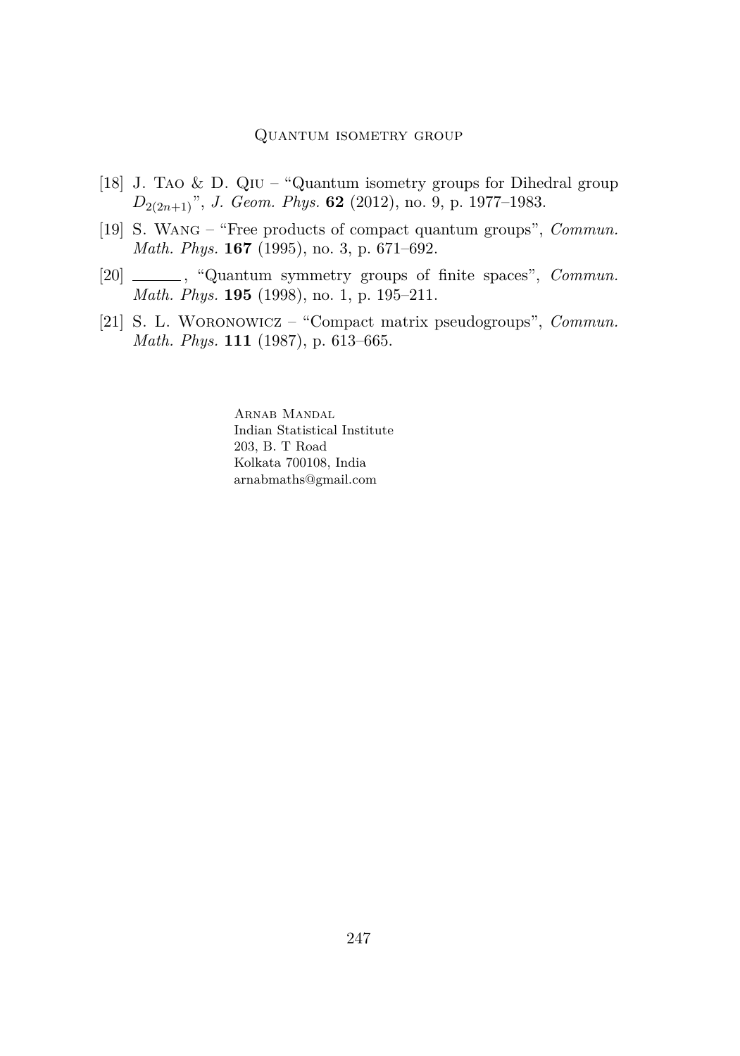[18] J. Tao & D. Qiu – "Quantum isometry groups for Dihedral group $D_{2(2n+1)}$", *J. Geom. Phys.* **62** (2012), no. 9, p. 1977–1983.

[19] S. Wang – "Free products of compact quantum groups", *Commun. Math. Phys.* **167** (1995), no. 3, p. 671–692.

[20] ______, "Quantum symmetry groups of finite spaces", *Commun. Math. Phys.* **195** (1998), no. 1, p. 195–211.

[21] S. L. Woronowicz – "Compact matrix pseudogroups", *Commun. Math. Phys.* **111** (1987), p. 613–665.

Arnab Mandal
Indian Statistical Institute
203, B. T Road
Kolkata 700108, India
arnabmaths@gmail.com